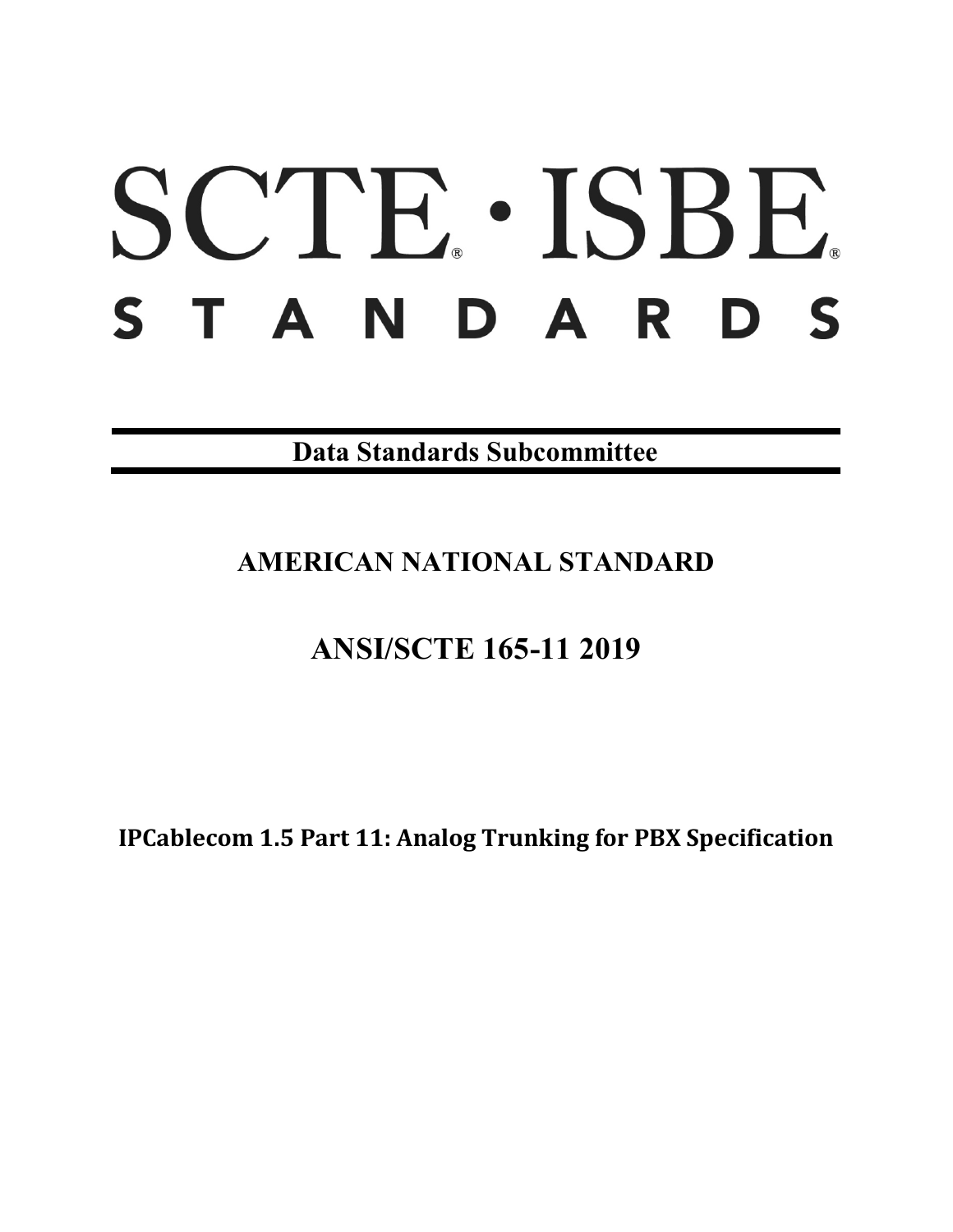# SCTE · ISBE

## STANDARDS

**Data Standards Subcommittee**

## AMERICAN NATIONAL STANDARD

## ANSI/SCTE 165-11 2019

**IPCablecom 1.5 Part 11: Analog Trunking for PBX Specification**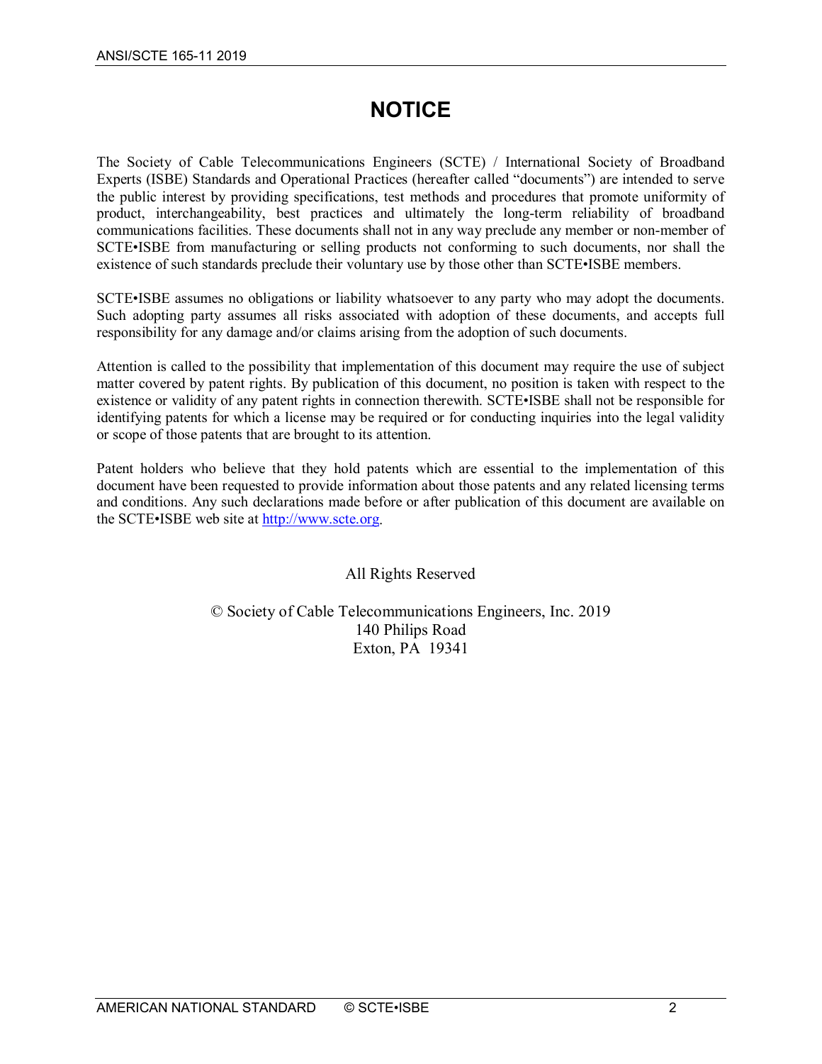# NOTICE

The Society of Cable Telecommunications Engineers (SCTE) / International Society of Broadband Experts (ISBE) Standards and Operational Practices (hereafter called "documents") are intended to serve the public interest by providing specifications, test methods and procedures that promote uniformity of product, interchangeability, best practices and ultimately the long-term reliability of broadband communications facilities. These documents shall not in any way preclude any member or non-member of SCTE•ISBE from manufacturing or selling products not conforming to such documents, nor shall the existence of such standards preclude their voluntary use by those other than SCTE•ISBE members.

SCTE•ISBE assumes no obligations or liability whatsoever to any party who may adopt the documents. Such adopting party assumes all risks associated with adoption of these documents, and accepts full responsibility for any damage and/or claims arising from the adoption of such documents.

Attention is called to the possibility that implementation of this document may require the use of subject matter covered by patent rights. By publication of this document, no position is taken with respect to the existence or validity of any patent rights in connection therewith. SCTE•ISBE shall not be responsible for identifying patents for which a license may be required or for conducting inquiries into the legal validity or scope of those patents that are brought to its attention.

Patent holders who believe that they hold patents which are essential to the implementation of this document have been requested to provide information about those patents and any related licensing terms and conditions. Any such declarations made before or after publication of this document are available on the SCTE•ISBE web site at http://www.scte.org.

All Rights Reserved

© Society of Cable Telecommunications Engineers, Inc. 2019
140 Philips Road
Exton, PA 19341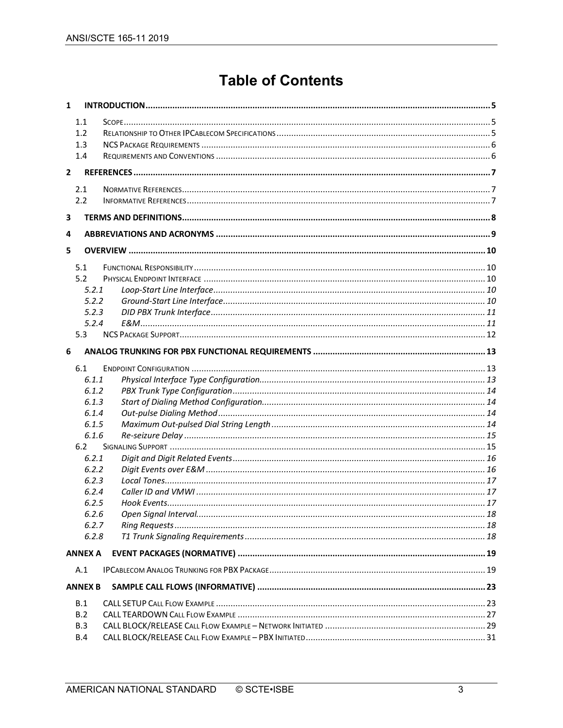# Table of Contents

**1 INTRODUCTION** ..... 5

- 1.1 Scope ..... 5
- 1.2 Relationship to Other IPCablecom Specifications ..... 5
- 1.3 NCS Package Requirements ..... 6
- 1.4 Requirements and Conventions ..... 6

**2 REFERENCES** ..... 7

- 2.1 Normative References ..... 7
- 2.2 Informative References ..... 7

**3 TERMS AND DEFINITIONS** ..... 8

**4 ABBREVIATIONS AND ACRONYMS** ..... 9

**5 OVERVIEW** ..... 10

- 5.1 Functional Responsibility ..... 10
- 5.2 Physical Endpoint Interface ..... 10
  - *5.2.1 Loop-Start Line Interface* ..... 10
  - *5.2.2 Ground-Start Line Interface* ..... 10
  - *5.2.3 DID PBX Trunk Interface* ..... 11
  - *5.2.4 E&M* ..... 11
- 5.3 NCS Package Support ..... 12

**6 ANALOG TRUNKING FOR PBX FUNCTIONAL REQUIREMENTS** ..... 13

- 6.1 Endpoint Configuration ..... 13
  - *6.1.1 Physical Interface Type Configuration* ..... 13
  - *6.1.2 PBX Trunk Type Configuration* ..... 14
  - *6.1.3 Start of Dialing Method Configuration* ..... 14
  - *6.1.4 Out-pulse Dialing Method* ..... 14
  - *6.1.5 Maximum Out-pulsed Dial String Length* ..... 14
  - *6.1.6 Re-seizure Delay* ..... 15
- 6.2 Signaling Support ..... 15
  - *6.2.1 Digit and Digit Related Events* ..... 16
  - *6.2.2 Digit Events over E&M* ..... 16
  - *6.2.3 Local Tones* ..... 17
  - *6.2.4 Caller ID and VMWI* ..... 17
  - *6.2.5 Hook Events* ..... 17
  - *6.2.6 Open Signal Interval* ..... 18
  - *6.2.7 Ring Requests* ..... 18
  - *6.2.8 T1 Trunk Signaling Requirements* ..... 18

**ANNEX A EVENT PACKAGES (NORMATIVE)** ..... 19

- A.1 IPCablecom Analog Trunking for PBX Package ..... 19

**ANNEX B SAMPLE CALL FLOWS (INFORMATIVE)** ..... 23

- B.1 CALL SETUP Call Flow Example ..... 23
- B.2 CALL TEARDOWN Call Flow Example ..... 27
- B.3 CALL BLOCK/RELEASE Call Flow Example – Network Initiated ..... 29
- B.4 CALL BLOCK/RELEASE Call Flow Example – PBX Initiated ..... 31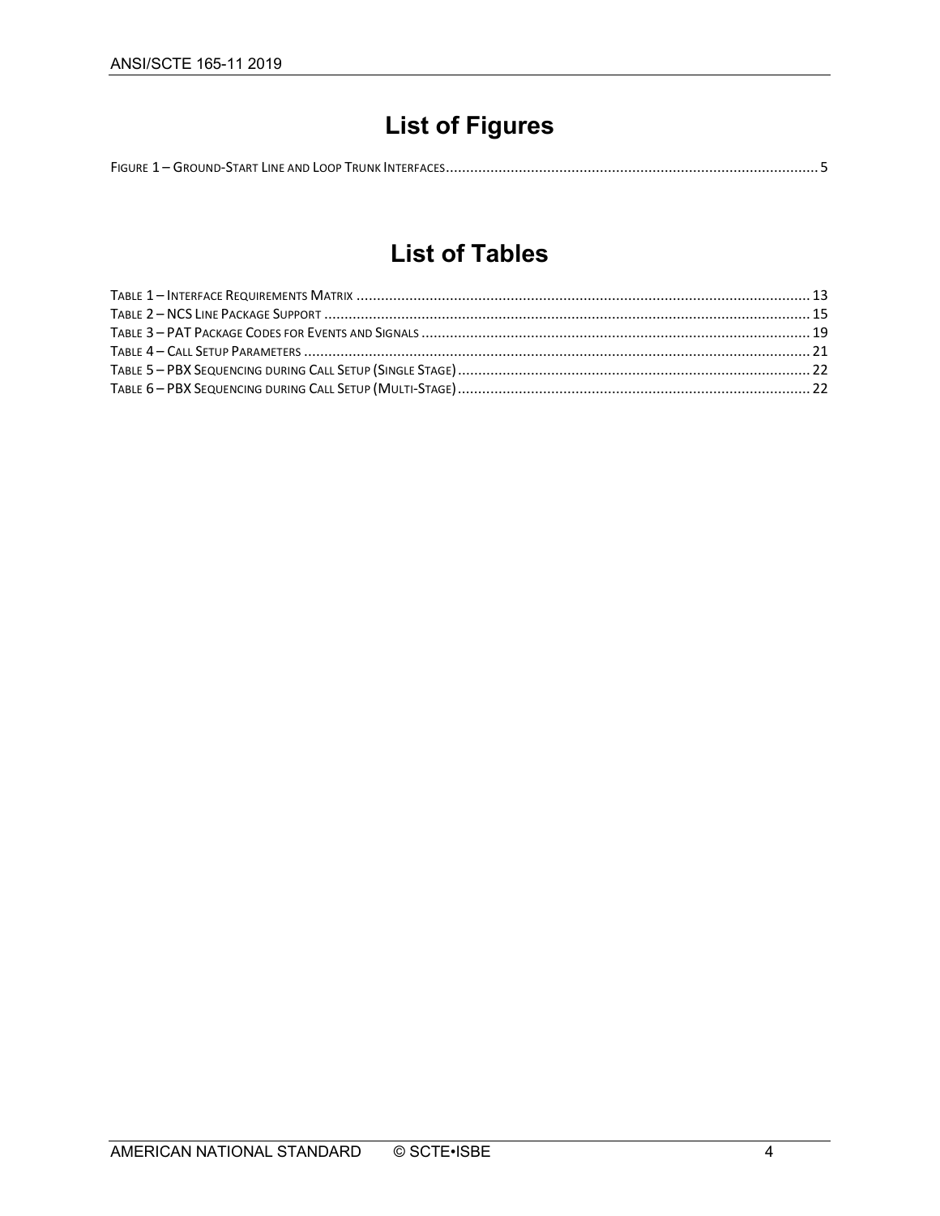# List of Figures

FIGURE 1 – GROUND-START LINE AND LOOP TRUNK INTERFACES ........................................................................................... 5

# List of Tables

TABLE 1 – INTERFACE REQUIREMENTS MATRIX ............................................................................................................... 13
TABLE 2 – NCS LINE PACKAGE SUPPORT ....................................................................................................................... 15
TABLE 3 – PAT PACKAGE CODES FOR EVENTS AND SIGNALS ............................................................................................... 19
TABLE 4 – CALL SETUP PARAMETERS ............................................................................................................................ 21
TABLE 5 – PBX SEQUENCING DURING CALL SETUP (SINGLE STAGE) ....................................................................................... 22
TABLE 6 – PBX SEQUENCING DURING CALL SETUP (MULTI-STAGE) ....................................................................................... 22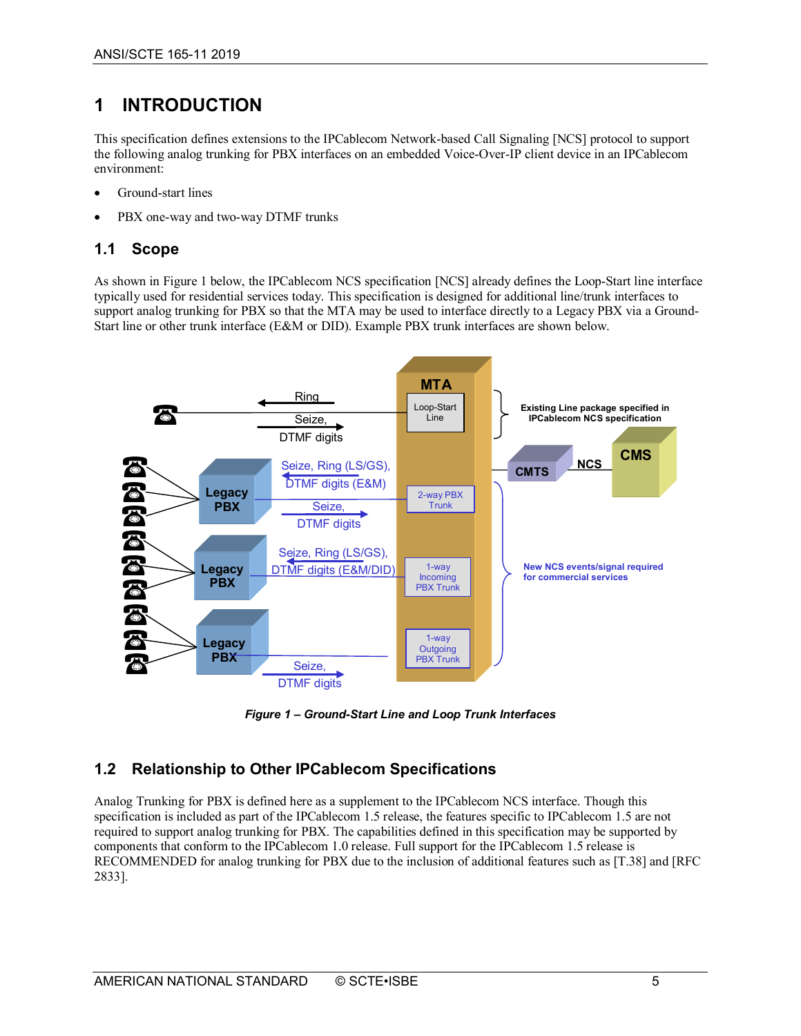# 1 INTRODUCTION

This specification defines extensions to the IPCablecom Network-based Call Signaling [NCS] protocol to support the following analog trunking for PBX interfaces on an embedded Voice-Over-IP client device in an IPCablecom environment:

- Ground-start lines
- PBX one-way and two-way DTMF trunks

## 1.1 Scope

As shown in Figure 1 below, the IPCablecom NCS specification [NCS] already defines the Loop-Start line interface typically used for residential services today. This specification is designed for additional line/trunk interfaces to support analog trunking for PBX so that the MTA may be used to interface directly to a Legacy PBX via a Ground-Start line or other trunk interface (E&M or DID). Example PBX trunk interfaces are shown below.

*Figure 1 – Ground-Start Line and Loop Trunk Interfaces*

## 1.2 Relationship to Other IPCablecom Specifications

Analog Trunking for PBX is defined here as a supplement to the IPCablecom NCS interface. Though this specification is included as part of the IPCablecom 1.5 release, the features specific to IPCablecom 1.5 are not required to support analog trunking for PBX. The capabilities defined in this specification may be supported by components that conform to the IPCablecom 1.0 release. Full support for the IPCablecom 1.5 release is RECOMMENDED for analog trunking for PBX due to the inclusion of additional features such as [T.38] and [RFC 2833].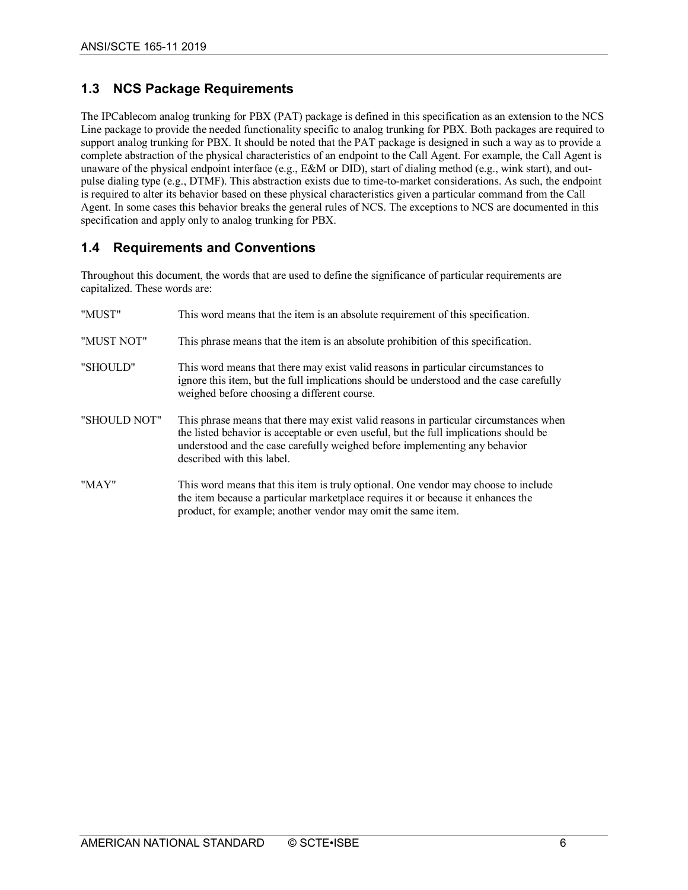## 1.3 NCS Package Requirements

The IPCablecom analog trunking for PBX (PAT) package is defined in this specification as an extension to the NCS Line package to provide the needed functionality specific to analog trunking for PBX. Both packages are required to support analog trunking for PBX. It should be noted that the PAT package is designed in such a way as to provide a complete abstraction of the physical characteristics of an endpoint to the Call Agent. For example, the Call Agent is unaware of the physical endpoint interface (e.g., E&M or DID), start of dialing method (e.g., wink start), and out-pulse dialing type (e.g., DTMF). This abstraction exists due to time-to-market considerations. As such, the endpoint is required to alter its behavior based on these physical characteristics given a particular command from the Call Agent. In some cases this behavior breaks the general rules of NCS. The exceptions to NCS are documented in this specification and apply only to analog trunking for PBX.

## 1.4 Requirements and Conventions

Throughout this document, the words that are used to define the significance of particular requirements are capitalized. These words are:

| | |
|---|---|
| "MUST" | This word means that the item is an absolute requirement of this specification. |
| "MUST NOT" | This phrase means that the item is an absolute prohibition of this specification. |
| "SHOULD" | This word means that there may exist valid reasons in particular circumstances to ignore this item, but the full implications should be understood and the case carefully weighed before choosing a different course. |
| "SHOULD NOT" | This phrase means that there may exist valid reasons in particular circumstances when the listed behavior is acceptable or even useful, but the full implications should be understood and the case carefully weighed before implementing any behavior described with this label. |
| "MAY" | This word means that this item is truly optional. One vendor may choose to include the item because a particular marketplace requires it or because it enhances the product, for example; another vendor may omit the same item. |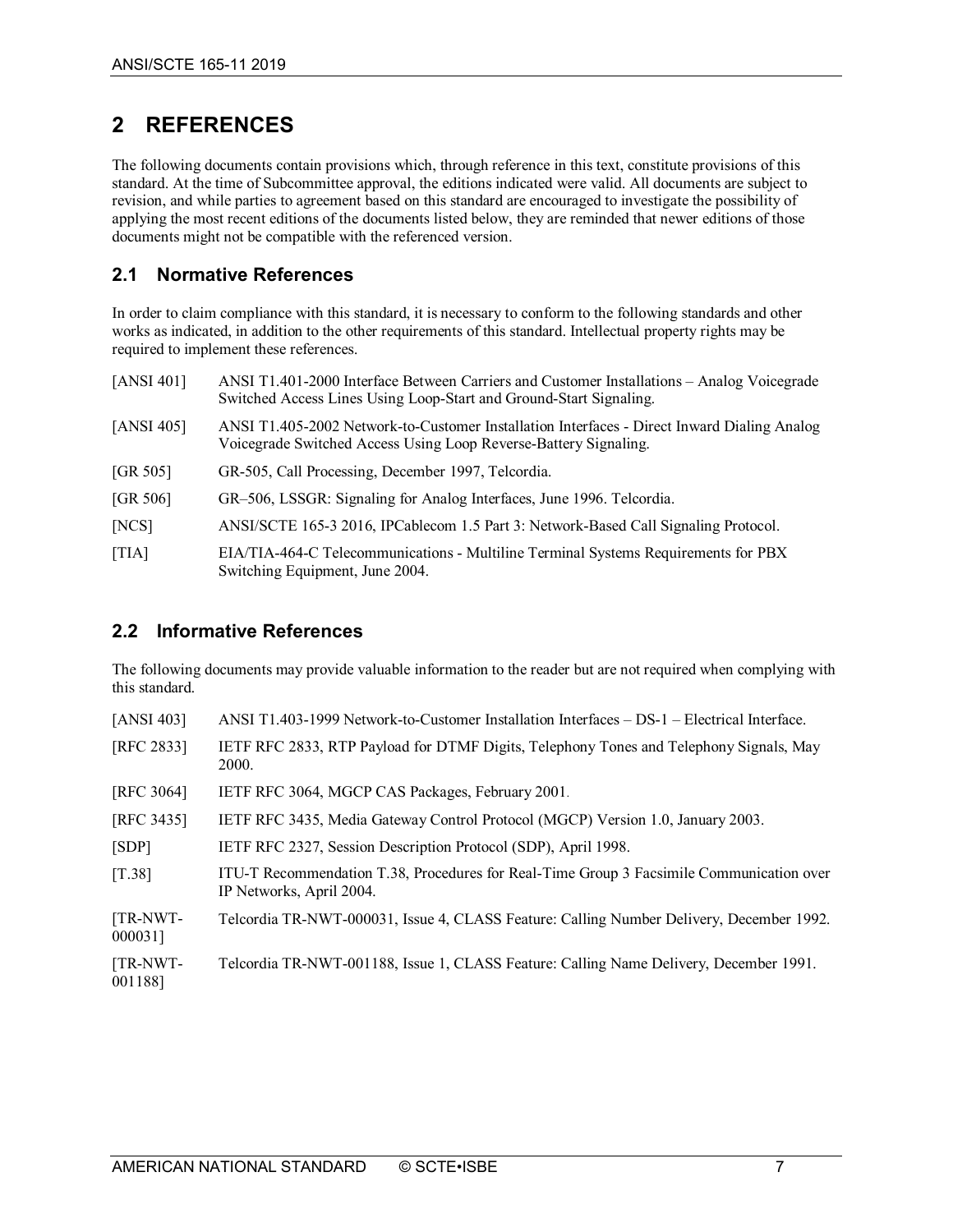# 2 REFERENCES

The following documents contain provisions which, through reference in this text, constitute provisions of this standard. At the time of Subcommittee approval, the editions indicated were valid. All documents are subject to revision, and while parties to agreement based on this standard are encouraged to investigate the possibility of applying the most recent editions of the documents listed below, they are reminded that newer editions of those documents might not be compatible with the referenced version.

## 2.1 Normative References

In order to claim compliance with this standard, it is necessary to conform to the following standards and other works as indicated, in addition to the other requirements of this standard. Intellectual property rights may be required to implement these references.

[ANSI 401] ANSI T1.401-2000 Interface Between Carriers and Customer Installations – Analog Voicegrade Switched Access Lines Using Loop-Start and Ground-Start Signaling.

[ANSI 405] ANSI T1.405-2002 Network-to-Customer Installation Interfaces - Direct Inward Dialing Analog Voicegrade Switched Access Using Loop Reverse-Battery Signaling.

[GR 505] GR-505, Call Processing, December 1997, Telcordia.

[GR 506] GR–506, LSSGR: Signaling for Analog Interfaces, June 1996. Telcordia.

[NCS] ANSI/SCTE 165-3 2016, IPCablecom 1.5 Part 3: Network-Based Call Signaling Protocol.

[TIA] EIA/TIA-464-C Telecommunications - Multiline Terminal Systems Requirements for PBX Switching Equipment, June 2004.

## 2.2 Informative References

The following documents may provide valuable information to the reader but are not required when complying with this standard.

[ANSI 403] ANSI T1.403-1999 Network-to-Customer Installation Interfaces – DS-1 – Electrical Interface.

[RFC 2833] IETF RFC 2833, RTP Payload for DTMF Digits, Telephony Tones and Telephony Signals, May 2000.

[RFC 3064] IETF RFC 3064, MGCP CAS Packages, February 2001.

[RFC 3435] IETF RFC 3435, Media Gateway Control Protocol (MGCP) Version 1.0, January 2003.

[SDP] IETF RFC 2327, Session Description Protocol (SDP), April 1998.

[T.38] ITU-T Recommendation T.38, Procedures for Real-Time Group 3 Facsimile Communication over IP Networks, April 2004.

[TR-NWT-000031] Telcordia TR-NWT-000031, Issue 4, CLASS Feature: Calling Number Delivery, December 1992.

[TR-NWT-001188] Telcordia TR-NWT-001188, Issue 1, CLASS Feature: Calling Name Delivery, December 1991.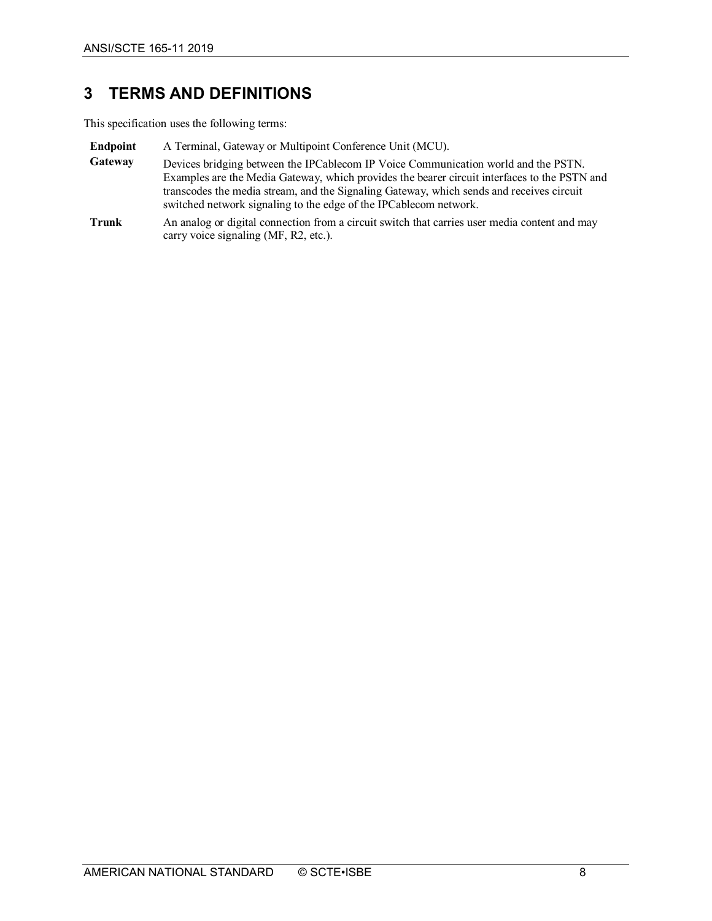# 3 TERMS AND DEFINITIONS

This specification uses the following terms:

| | |
|---|---|
| **Endpoint** | A Terminal, Gateway or Multipoint Conference Unit (MCU). |
| **Gateway** | Devices bridging between the IPCablecom IP Voice Communication world and the PSTN. Examples are the Media Gateway, which provides the bearer circuit interfaces to the PSTN and transcodes the media stream, and the Signaling Gateway, which sends and receives circuit switched network signaling to the edge of the IPCablecom network. |
| **Trunk** | An analog or digital connection from a circuit switch that carries user media content and may carry voice signaling (MF, R2, etc.). |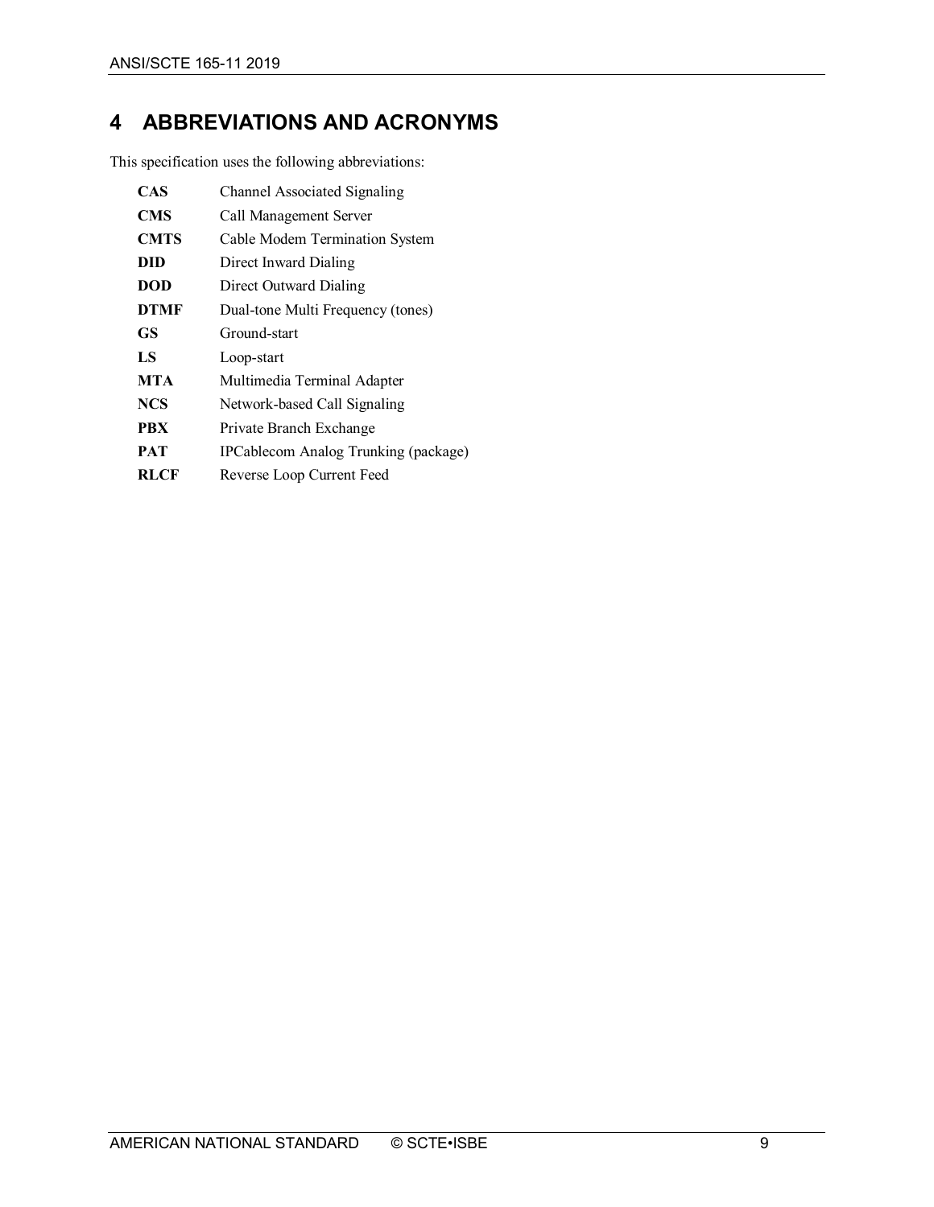# 4 ABBREVIATIONS AND ACRONYMS

This specification uses the following abbreviations:

| | |
|---|---|
| **CAS** | Channel Associated Signaling |
| **CMS** | Call Management Server |
| **CMTS** | Cable Modem Termination System |
| **DID** | Direct Inward Dialing |
| **DOD** | Direct Outward Dialing |
| **DTMF** | Dual-tone Multi Frequency (tones) |
| **GS** | Ground-start |
| **LS** | Loop-start |
| **MTA** | Multimedia Terminal Adapter |
| **NCS** | Network-based Call Signaling |
| **PBX** | Private Branch Exchange |
| **PAT** | IPCablecom Analog Trunking (package) |
| **RLCF** | Reverse Loop Current Feed |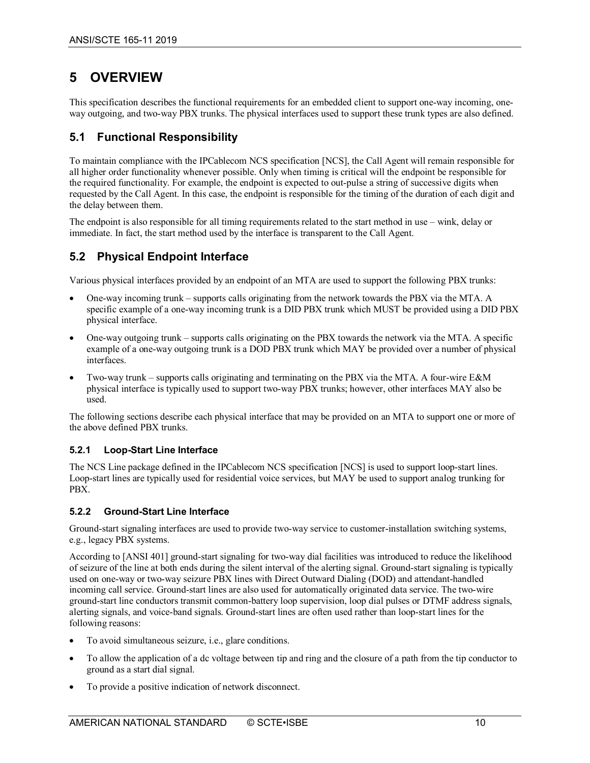# 5 OVERVIEW

This specification describes the functional requirements for an embedded client to support one-way incoming, one-way outgoing, and two-way PBX trunks. The physical interfaces used to support these trunk types are also defined.

## 5.1 Functional Responsibility

To maintain compliance with the IPCablecom NCS specification [NCS], the Call Agent will remain responsible for all higher order functionality whenever possible. Only when timing is critical will the endpoint be responsible for the required functionality. For example, the endpoint is expected to out-pulse a string of successive digits when requested by the Call Agent. In this case, the endpoint is responsible for the timing of the duration of each digit and the delay between them.

The endpoint is also responsible for all timing requirements related to the start method in use – wink, delay or immediate. In fact, the start method used by the interface is transparent to the Call Agent.

## 5.2 Physical Endpoint Interface

Various physical interfaces provided by an endpoint of an MTA are used to support the following PBX trunks:

- One-way incoming trunk – supports calls originating from the network towards the PBX via the MTA. A specific example of a one-way incoming trunk is a DID PBX trunk which MUST be provided using a DID PBX physical interface.
- One-way outgoing trunk – supports calls originating on the PBX towards the network via the MTA. A specific example of a one-way outgoing trunk is a DOD PBX trunk which MAY be provided over a number of physical interfaces.
- Two-way trunk – supports calls originating and terminating on the PBX via the MTA. A four-wire E&M physical interface is typically used to support two-way PBX trunks; however, other interfaces MAY also be used.

The following sections describe each physical interface that may be provided on an MTA to support one or more of the above defined PBX trunks.

### 5.2.1 Loop-Start Line Interface

The NCS Line package defined in the IPCablecom NCS specification [NCS] is used to support loop-start lines. Loop-start lines are typically used for residential voice services, but MAY be used to support analog trunking for PBX.

### 5.2.2 Ground-Start Line Interface

Ground-start signaling interfaces are used to provide two-way service to customer-installation switching systems, e.g., legacy PBX systems.

According to [ANSI 401] ground-start signaling for two-way dial facilities was introduced to reduce the likelihood of seizure of the line at both ends during the silent interval of the alerting signal. Ground-start signaling is typically used on one-way or two-way seizure PBX lines with Direct Outward Dialing (DOD) and attendant-handled incoming call service. Ground-start lines are also used for automatically originated data service. The two-wire ground-start line conductors transmit common-battery loop supervision, loop dial pulses or DTMF address signals, alerting signals, and voice-band signals. Ground-start lines are often used rather than loop-start lines for the following reasons:

- To avoid simultaneous seizure, i.e., glare conditions.
- To allow the application of a dc voltage between tip and ring and the closure of a path from the tip conductor to ground as a start dial signal.
- To provide a positive indication of network disconnect.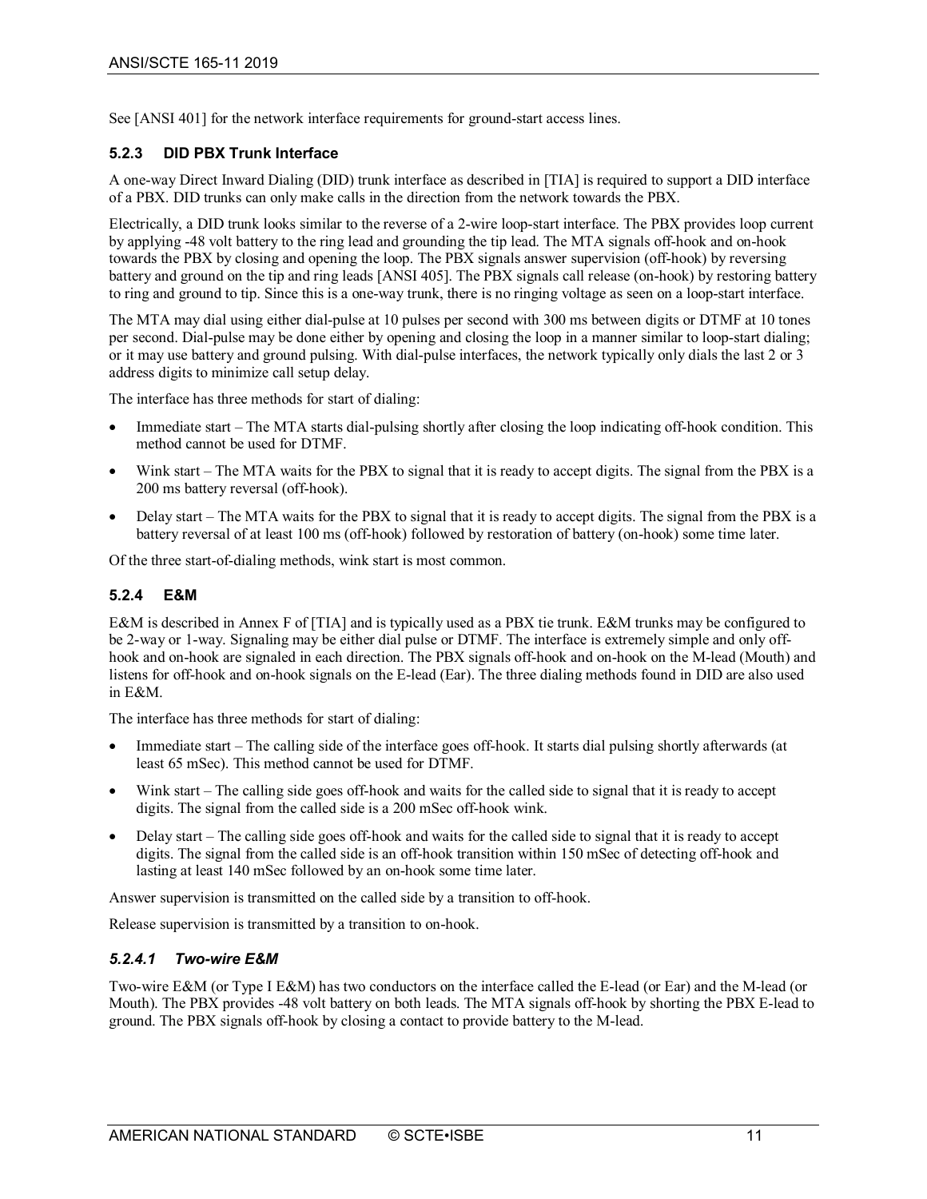See [ANSI 401] for the network interface requirements for ground-start access lines.

### 5.2.3 DID PBX Trunk Interface

A one-way Direct Inward Dialing (DID) trunk interface as described in [TIA] is required to support a DID interface of a PBX. DID trunks can only make calls in the direction from the network towards the PBX.

Electrically, a DID trunk looks similar to the reverse of a 2-wire loop-start interface. The PBX provides loop current by applying -48 volt battery to the ring lead and grounding the tip lead. The MTA signals off-hook and on-hook towards the PBX by closing and opening the loop. The PBX signals answer supervision (off-hook) by reversing battery and ground on the tip and ring leads [ANSI 405]. The PBX signals call release (on-hook) by restoring battery to ring and ground to tip. Since this is a one-way trunk, there is no ringing voltage as seen on a loop-start interface.

The MTA may dial using either dial-pulse at 10 pulses per second with 300 ms between digits or DTMF at 10 tones per second. Dial-pulse may be done either by opening and closing the loop in a manner similar to loop-start dialing; or it may use battery and ground pulsing. With dial-pulse interfaces, the network typically only dials the last 2 or 3 address digits to minimize call setup delay.

The interface has three methods for start of dialing:

- Immediate start – The MTA starts dial-pulsing shortly after closing the loop indicating off-hook condition. This method cannot be used for DTMF.
- Wink start – The MTA waits for the PBX to signal that it is ready to accept digits. The signal from the PBX is a 200 ms battery reversal (off-hook).
- Delay start – The MTA waits for the PBX to signal that it is ready to accept digits. The signal from the PBX is a battery reversal of at least 100 ms (off-hook) followed by restoration of battery (on-hook) some time later.

Of the three start-of-dialing methods, wink start is most common.

### 5.2.4 E&M

E&M is described in Annex F of [TIA] and is typically used as a PBX tie trunk. E&M trunks may be configured to be 2-way or 1-way. Signaling may be either dial pulse or DTMF. The interface is extremely simple and only off-hook and on-hook are signaled in each direction. The PBX signals off-hook and on-hook on the M-lead (Mouth) and listens for off-hook and on-hook signals on the E-lead (Ear). The three dialing methods found in DID are also used in E&M.

The interface has three methods for start of dialing:

- Immediate start – The calling side of the interface goes off-hook. It starts dial pulsing shortly afterwards (at least 65 mSec). This method cannot be used for DTMF.
- Wink start – The calling side goes off-hook and waits for the called side to signal that it is ready to accept digits. The signal from the called side is a 200 mSec off-hook wink.
- Delay start – The calling side goes off-hook and waits for the called side to signal that it is ready to accept digits. The signal from the called side is an off-hook transition within 150 mSec of detecting off-hook and lasting at least 140 mSec followed by an on-hook some time later.

Answer supervision is transmitted on the called side by a transition to off-hook.

Release supervision is transmitted by a transition to on-hook.

#### *5.2.4.1 Two-wire E&M*

Two-wire E&M (or Type I E&M) has two conductors on the interface called the E-lead (or Ear) and the M-lead (or Mouth). The PBX provides -48 volt battery on both leads. The MTA signals off-hook by shorting the PBX E-lead to ground. The PBX signals off-hook by closing a contact to provide battery to the M-lead.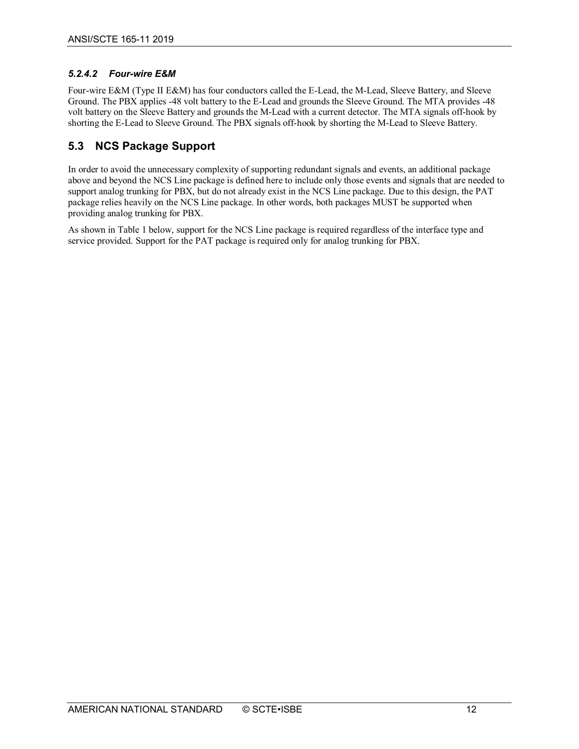#### *5.2.4.2 Four-wire E&M*

Four-wire E&M (Type II E&M) has four conductors called the E-Lead, the M-Lead, Sleeve Battery, and Sleeve Ground. The PBX applies -48 volt battery to the E-Lead and grounds the Sleeve Ground. The MTA provides -48 volt battery on the Sleeve Battery and grounds the M-Lead with a current detector. The MTA signals off-hook by shorting the E-Lead to Sleeve Ground. The PBX signals off-hook by shorting the M-Lead to Sleeve Battery.

## 5.3 NCS Package Support

In order to avoid the unnecessary complexity of supporting redundant signals and events, an additional package above and beyond the NCS Line package is defined here to include only those events and signals that are needed to support analog trunking for PBX, but do not already exist in the NCS Line package. Due to this design, the PAT package relies heavily on the NCS Line package. In other words, both packages MUST be supported when providing analog trunking for PBX.

As shown in Table 1 below, support for the NCS Line package is required regardless of the interface type and service provided. Support for the PAT package is required only for analog trunking for PBX.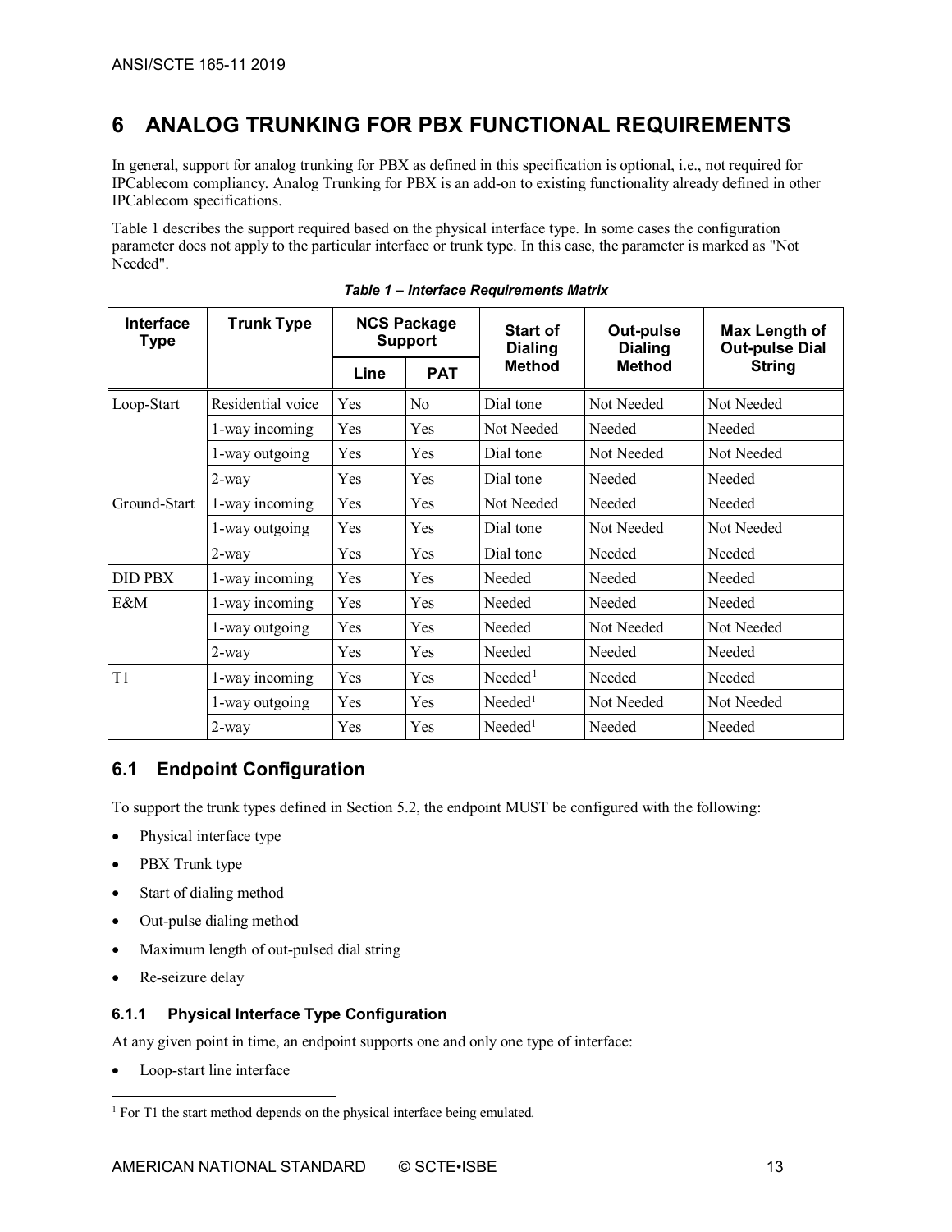# 6 ANALOG TRUNKING FOR PBX FUNCTIONAL REQUIREMENTS

In general, support for analog trunking for PBX as defined in this specification is optional, i.e., not required for IPCablecom compliancy. Analog Trunking for PBX is an add-on to existing functionality already defined in other IPCablecom specifications.

Table 1 describes the support required based on the physical interface type. In some cases the configuration parameter does not apply to the particular interface or trunk type. In this case, the parameter is marked as "Not Needed".

***Table 1 – Interface Requirements Matrix***

| Interface Type | Trunk Type | NCS Package Support | | Start of Dialing Method | Out-pulse Dialing Method | Max Length of Out-pulse Dial String |
|---|---|---|---|---|---|---|
| | | Line | PAT | | | |
| Loop-Start | Residential voice | Yes | No | Dial tone | Not Needed | Not Needed |
| | 1-way incoming | Yes | Yes | Not Needed | Needed | Needed |
| | 1-way outgoing | Yes | Yes | Dial tone | Not Needed | Not Needed |
| | 2-way | Yes | Yes | Dial tone | Needed | Needed |
| Ground-Start | 1-way incoming | Yes | Yes | Not Needed | Needed | Needed |
| | 1-way outgoing | Yes | Yes | Dial tone | Not Needed | Not Needed |
| | 2-way | Yes | Yes | Dial tone | Needed | Needed |
| DID PBX | 1-way incoming | Yes | Yes | Needed | Needed | Needed |
| E&M | 1-way incoming | Yes | Yes | Needed | Needed | Needed |
| | 1-way outgoing | Yes | Yes | Needed | Not Needed | Not Needed |
| | 2-way | Yes | Yes | Needed | Needed | Needed |
| T1 | 1-way incoming | Yes | Yes | Needed[1] | Needed | Needed |
| | 1-way outgoing | Yes | Yes | Needed[1] | Not Needed | Not Needed |
| | 2-way | Yes | Yes | Needed[1] | Needed | Needed |

## 6.1 Endpoint Configuration

To support the trunk types defined in Section 5.2, the endpoint MUST be configured with the following:

- Physical interface type
- PBX Trunk type
- Start of dialing method
- Out-pulse dialing method
- Maximum length of out-pulsed dial string
- Re-seizure delay

### 6.1.1 Physical Interface Type Configuration

At any given point in time, an endpoint supports one and only one type of interface:

- Loop-start line interface

[1] For T1 the start method depends on the physical interface being emulated.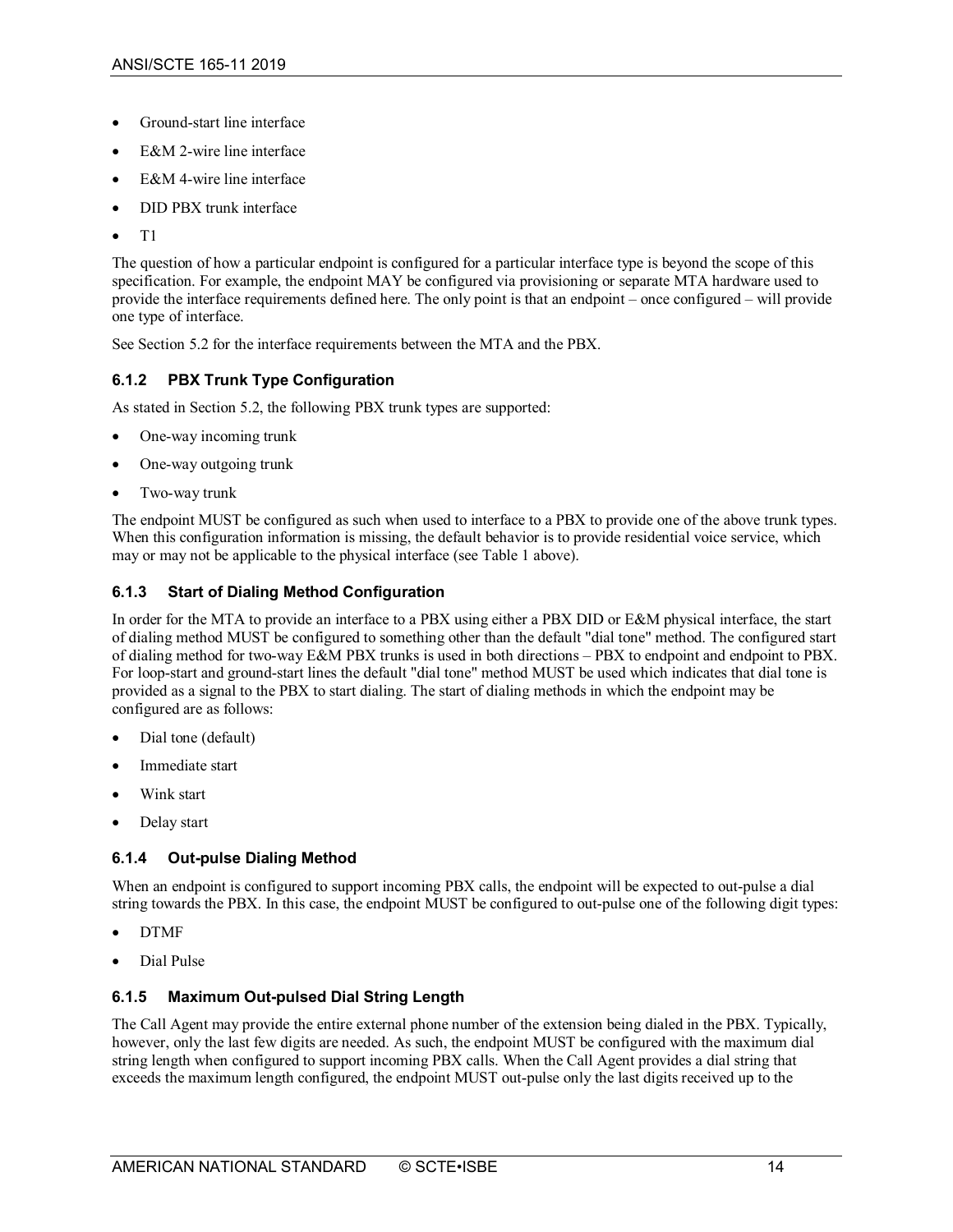- Ground-start line interface
- E&M 2-wire line interface
- E&M 4-wire line interface
- DID PBX trunk interface
- T1

The question of how a particular endpoint is configured for a particular interface type is beyond the scope of this specification. For example, the endpoint MAY be configured via provisioning or separate MTA hardware used to provide the interface requirements defined here. The only point is that an endpoint – once configured – will provide one type of interface.

See Section 5.2 for the interface requirements between the MTA and the PBX.

### 6.1.2 PBX Trunk Type Configuration

As stated in Section 5.2, the following PBX trunk types are supported:

- One-way incoming trunk
- One-way outgoing trunk
- Two-way trunk

The endpoint MUST be configured as such when used to interface to a PBX to provide one of the above trunk types. When this configuration information is missing, the default behavior is to provide residential voice service, which may or may not be applicable to the physical interface (see Table 1 above).

### 6.1.3 Start of Dialing Method Configuration

In order for the MTA to provide an interface to a PBX using either a PBX DID or E&M physical interface, the start of dialing method MUST be configured to something other than the default "dial tone" method. The configured start of dialing method for two-way E&M PBX trunks is used in both directions – PBX to endpoint and endpoint to PBX. For loop-start and ground-start lines the default "dial tone" method MUST be used which indicates that dial tone is provided as a signal to the PBX to start dialing. The start of dialing methods in which the endpoint may be configured are as follows:

- Dial tone (default)
- Immediate start
- Wink start
- Delay start

### 6.1.4 Out-pulse Dialing Method

When an endpoint is configured to support incoming PBX calls, the endpoint will be expected to out-pulse a dial string towards the PBX. In this case, the endpoint MUST be configured to out-pulse one of the following digit types:

- DTMF
- Dial Pulse

### 6.1.5 Maximum Out-pulsed Dial String Length

The Call Agent may provide the entire external phone number of the extension being dialed in the PBX. Typically, however, only the last few digits are needed. As such, the endpoint MUST be configured with the maximum dial string length when configured to support incoming PBX calls. When the Call Agent provides a dial string that exceeds the maximum length configured, the endpoint MUST out-pulse only the last digits received up to the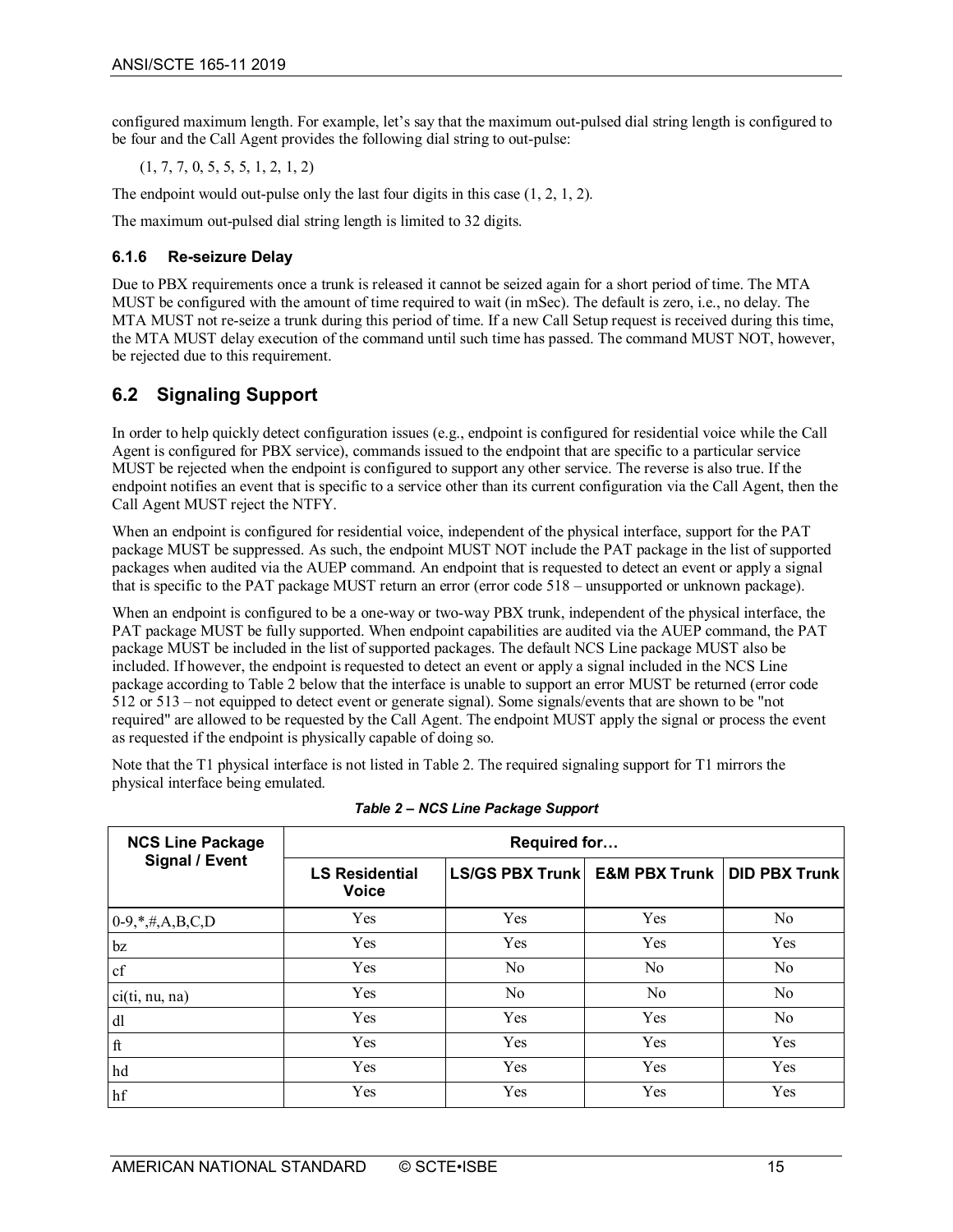configured maximum length. For example, let's say that the maximum out-pulsed dial string length is configured to be four and the Call Agent provides the following dial string to out-pulse:

(1, 7, 7, 0, 5, 5, 5, 1, 2, 1, 2)

The endpoint would out-pulse only the last four digits in this case (1, 2, 1, 2).

The maximum out-pulsed dial string length is limited to 32 digits.

### 6.1.6 Re-seizure Delay

Due to PBX requirements once a trunk is released it cannot be seized again for a short period of time. The MTA MUST be configured with the amount of time required to wait (in mSec). The default is zero, i.e., no delay. The MTA MUST not re-seize a trunk during this period of time. If a new Call Setup request is received during this time, the MTA MUST delay execution of the command until such time has passed. The command MUST NOT, however, be rejected due to this requirement.

## 6.2 Signaling Support

In order to help quickly detect configuration issues (e.g., endpoint is configured for residential voice while the Call Agent is configured for PBX service), commands issued to the endpoint that are specific to a particular service MUST be rejected when the endpoint is configured to support any other service. The reverse is also true. If the endpoint notifies an event that is specific to a service other than its current configuration via the Call Agent, then the Call Agent MUST reject the NTFY.

When an endpoint is configured for residential voice, independent of the physical interface, support for the PAT package MUST be suppressed. As such, the endpoint MUST NOT include the PAT package in the list of supported packages when audited via the AUEP command. An endpoint that is requested to detect an event or apply a signal that is specific to the PAT package MUST return an error (error code 518 – unsupported or unknown package).

When an endpoint is configured to be a one-way or two-way PBX trunk, independent of the physical interface, the PAT package MUST be fully supported. When endpoint capabilities are audited via the AUEP command, the PAT package MUST be included in the list of supported packages. The default NCS Line package MUST also be included. If however, the endpoint is requested to detect an event or apply a signal included in the NCS Line package according to Table 2 below that the interface is unable to support an error MUST be returned (error code 512 or 513 – not equipped to detect event or generate signal). Some signals/events that are shown to be "not required" are allowed to be requested by the Call Agent. The endpoint MUST apply the signal or process the event as requested if the endpoint is physically capable of doing so.

Note that the T1 physical interface is not listed in Table 2. The required signaling support for T1 mirrors the physical interface being emulated.

*Table 2 – NCS Line Package Support*

| NCS Line Package Signal / Event | Required for… | | | |
|---|---|---|---|---|
| | **LS Residential Voice** | **LS/GS PBX Trunk** | **E&M PBX Trunk** | **DID PBX Trunk** |
| 0-9,*,#,A,B,C,D | Yes | Yes | Yes | No |
| bz | Yes | Yes | Yes | Yes |
| cf | Yes | No | No | No |
| ci(ti, nu, na) | Yes | No | No | No |
| dl | Yes | Yes | Yes | No |
| ft | Yes | Yes | Yes | Yes |
| hd | Yes | Yes | Yes | Yes |
| hf | Yes | Yes | Yes | Yes |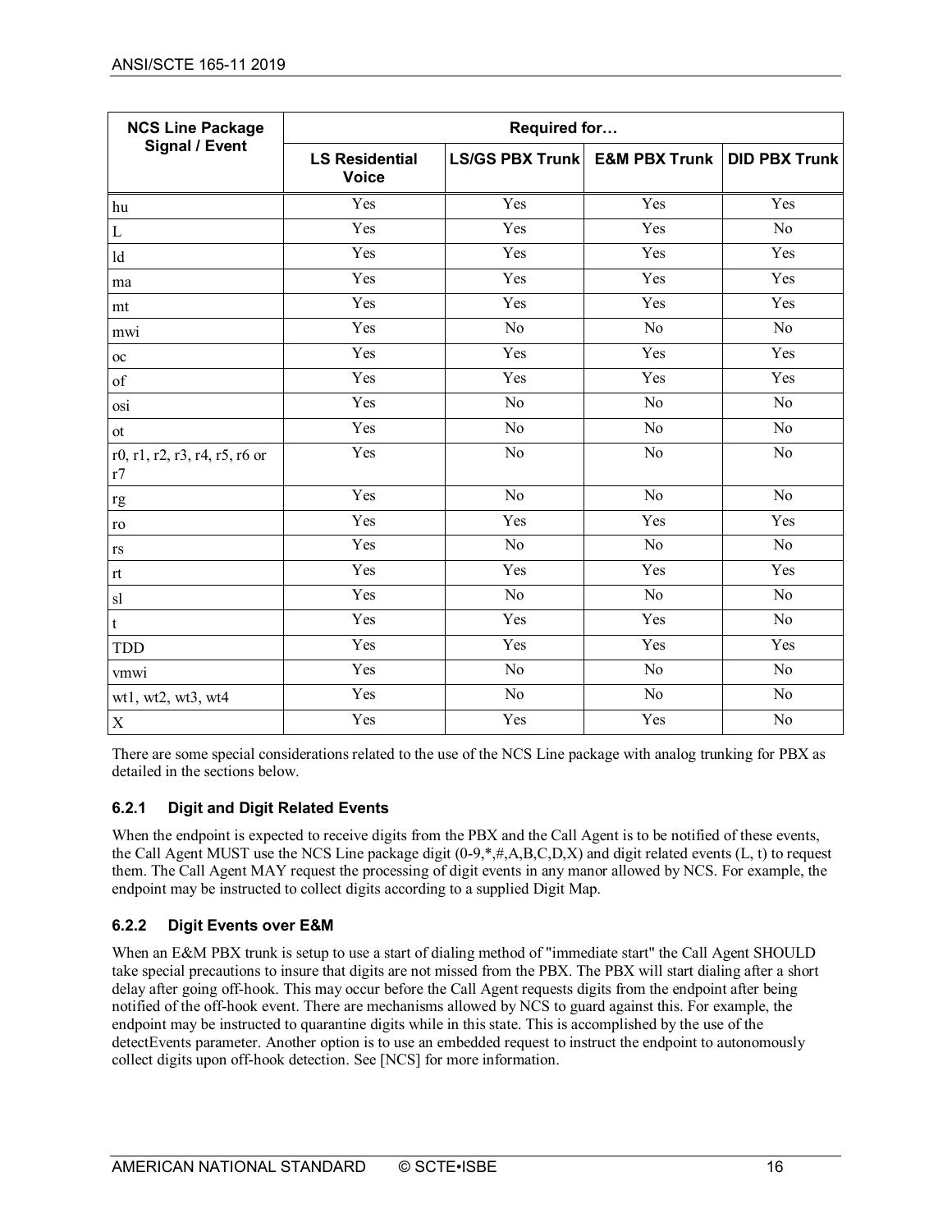| NCS Line Package Signal / Event | Required for… | | | |
|---|---|---|---|---|
| | **LS Residential Voice** | **LS/GS PBX Trunk** | **E&M PBX Trunk** | **DID PBX Trunk** |
| hu | Yes | Yes | Yes | Yes |
| L | Yes | Yes | Yes | No |
| ld | Yes | Yes | Yes | Yes |
| ma | Yes | Yes | Yes | Yes |
| mt | Yes | Yes | Yes | Yes |
| mwi | Yes | No | No | No |
| oc | Yes | Yes | Yes | Yes |
| of | Yes | Yes | Yes | Yes |
| osi | Yes | No | No | No |
| ot | Yes | No | No | No |
| r0, r1, r2, r3, r4, r5, r6 or r7 | Yes | No | No | No |
| rg | Yes | No | No | No |
| ro | Yes | Yes | Yes | Yes |
| rs | Yes | No | No | No |
| rt | Yes | Yes | Yes | Yes |
| sl | Yes | No | No | No |
| t | Yes | Yes | Yes | No |
| TDD | Yes | Yes | Yes | Yes |
| vmwi | Yes | No | No | No |
| wt1, wt2, wt3, wt4 | Yes | No | No | No |
| X | Yes | Yes | Yes | No |

There are some special considerations related to the use of the NCS Line package with analog trunking for PBX as detailed in the sections below.

### 6.2.1 Digit and Digit Related Events

When the endpoint is expected to receive digits from the PBX and the Call Agent is to be notified of these events, the Call Agent MUST use the NCS Line package digit (0-9,*,#,A,B,C,D,X) and digit related events (L, t) to request them. The Call Agent MAY request the processing of digit events in any manor allowed by NCS. For example, the endpoint may be instructed to collect digits according to a supplied Digit Map.

### 6.2.2 Digit Events over E&M

When an E&M PBX trunk is setup to use a start of dialing method of "immediate start" the Call Agent SHOULD take special precautions to insure that digits are not missed from the PBX. The PBX will start dialing after a short delay after going off-hook. This may occur before the Call Agent requests digits from the endpoint after being notified of the off-hook event. There are mechanisms allowed by NCS to guard against this. For example, the endpoint may be instructed to quarantine digits while in this state. This is accomplished by the use of the detectEvents parameter. Another option is to use an embedded request to instruct the endpoint to autonomously collect digits upon off-hook detection. See [NCS] for more information.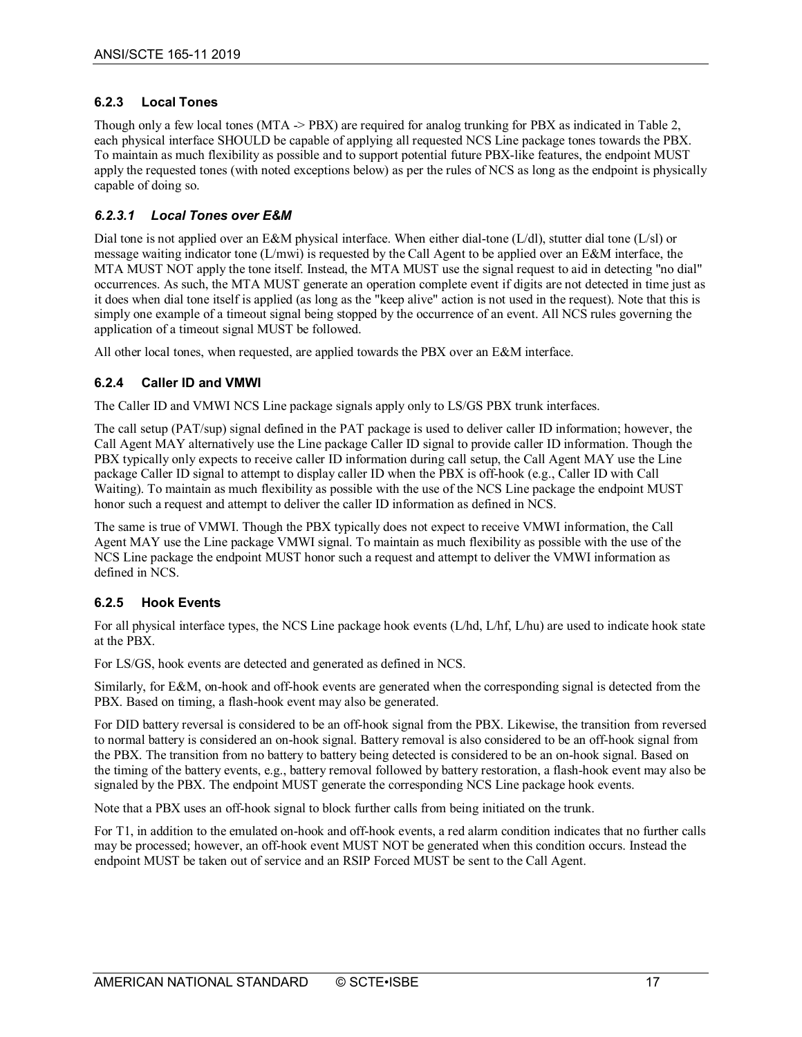### 6.2.3 Local Tones

Though only a few local tones (MTA -> PBX) are required for analog trunking for PBX as indicated in Table 2, each physical interface SHOULD be capable of applying all requested NCS Line package tones towards the PBX. To maintain as much flexibility as possible and to support potential future PBX-like features, the endpoint MUST apply the requested tones (with noted exceptions below) as per the rules of NCS as long as the endpoint is physically capable of doing so.

#### *6.2.3.1 Local Tones over E&M*

Dial tone is not applied over an E&M physical interface. When either dial-tone (L/dl), stutter dial tone (L/sl) or message waiting indicator tone (L/mwi) is requested by the Call Agent to be applied over an E&M interface, the MTA MUST NOT apply the tone itself. Instead, the MTA MUST use the signal request to aid in detecting "no dial" occurrences. As such, the MTA MUST generate an operation complete event if digits are not detected in time just as it does when dial tone itself is applied (as long as the "keep alive" action is not used in the request). Note that this is simply one example of a timeout signal being stopped by the occurrence of an event. All NCS rules governing the application of a timeout signal MUST be followed.

All other local tones, when requested, are applied towards the PBX over an E&M interface.

### 6.2.4 Caller ID and VMWI

The Caller ID and VMWI NCS Line package signals apply only to LS/GS PBX trunk interfaces.

The call setup (PAT/sup) signal defined in the PAT package is used to deliver caller ID information; however, the Call Agent MAY alternatively use the Line package Caller ID signal to provide caller ID information. Though the PBX typically only expects to receive caller ID information during call setup, the Call Agent MAY use the Line package Caller ID signal to attempt to display caller ID when the PBX is off-hook (e.g., Caller ID with Call Waiting). To maintain as much flexibility as possible with the use of the NCS Line package the endpoint MUST honor such a request and attempt to deliver the caller ID information as defined in NCS.

The same is true of VMWI. Though the PBX typically does not expect to receive VMWI information, the Call Agent MAY use the Line package VMWI signal. To maintain as much flexibility as possible with the use of the NCS Line package the endpoint MUST honor such a request and attempt to deliver the VMWI information as defined in NCS.

### 6.2.5 Hook Events

For all physical interface types, the NCS Line package hook events (L/hd, L/hf, L/hu) are used to indicate hook state at the PBX.

For LS/GS, hook events are detected and generated as defined in NCS.

Similarly, for E&M, on-hook and off-hook events are generated when the corresponding signal is detected from the PBX. Based on timing, a flash-hook event may also be generated.

For DID battery reversal is considered to be an off-hook signal from the PBX. Likewise, the transition from reversed to normal battery is considered an on-hook signal. Battery removal is also considered to be an off-hook signal from the PBX. The transition from no battery to battery being detected is considered to be an on-hook signal. Based on the timing of the battery events, e.g., battery removal followed by battery restoration, a flash-hook event may also be signaled by the PBX. The endpoint MUST generate the corresponding NCS Line package hook events.

Note that a PBX uses an off-hook signal to block further calls from being initiated on the trunk.

For T1, in addition to the emulated on-hook and off-hook events, a red alarm condition indicates that no further calls may be processed; however, an off-hook event MUST NOT be generated when this condition occurs. Instead the endpoint MUST be taken out of service and an RSIP Forced MUST be sent to the Call Agent.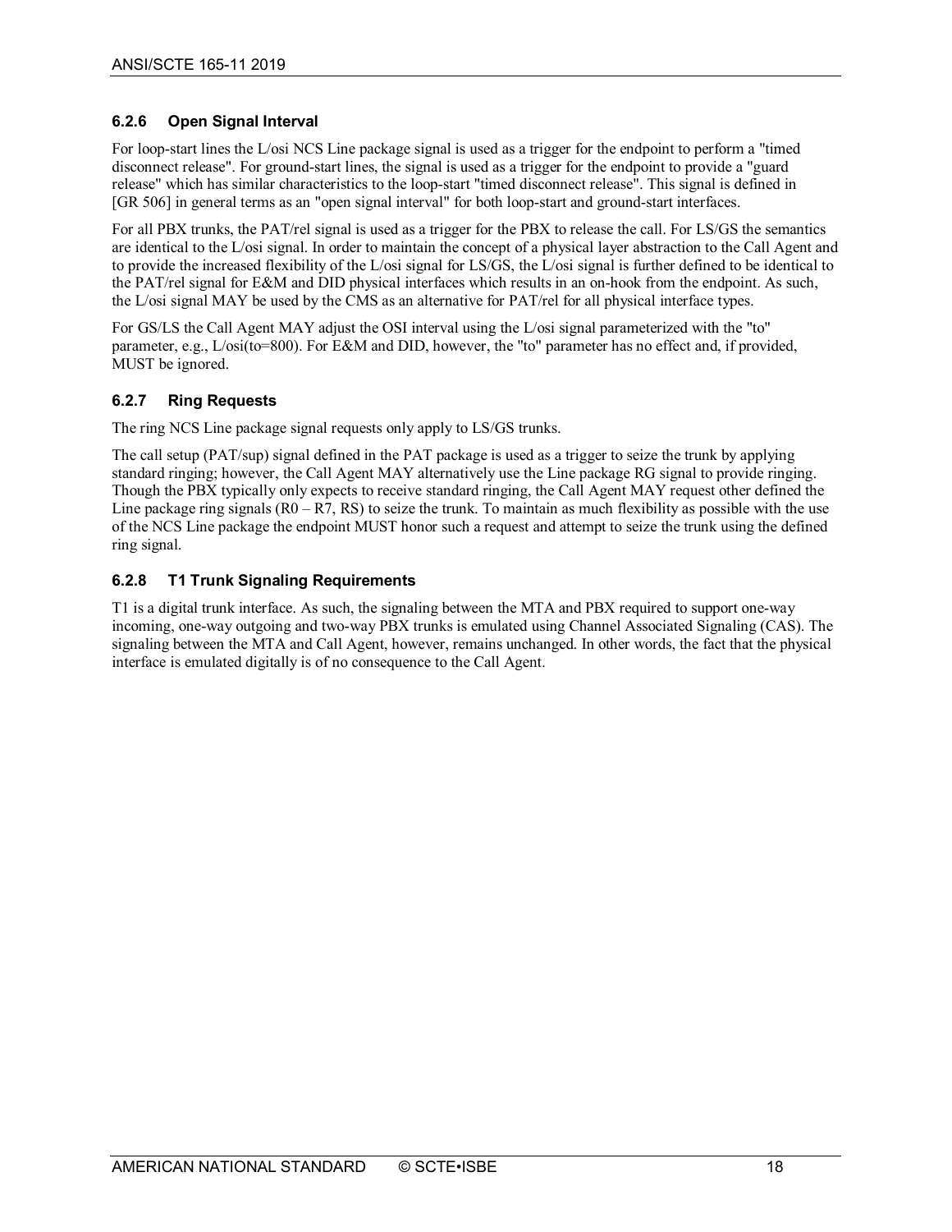### 6.2.6 Open Signal Interval

For loop-start lines the L/osi NCS Line package signal is used as a trigger for the endpoint to perform a "timed disconnect release". For ground-start lines, the signal is used as a trigger for the endpoint to provide a "guard release" which has similar characteristics to the loop-start "timed disconnect release". This signal is defined in [GR 506] in general terms as an "open signal interval" for both loop-start and ground-start interfaces.

For all PBX trunks, the PAT/rel signal is used as a trigger for the PBX to release the call. For LS/GS the semantics are identical to the L/osi signal. In order to maintain the concept of a physical layer abstraction to the Call Agent and to provide the increased flexibility of the L/osi signal for LS/GS, the L/osi signal is further defined to be identical to the PAT/rel signal for E&M and DID physical interfaces which results in an on-hook from the endpoint. As such, the L/osi signal MAY be used by the CMS as an alternative for PAT/rel for all physical interface types.

For GS/LS the Call Agent MAY adjust the OSI interval using the L/osi signal parameterized with the "to" parameter, e.g., L/osi(to=800). For E&M and DID, however, the "to" parameter has no effect and, if provided, MUST be ignored.

### 6.2.7 Ring Requests

The ring NCS Line package signal requests only apply to LS/GS trunks.

The call setup (PAT/sup) signal defined in the PAT package is used as a trigger to seize the trunk by applying standard ringing; however, the Call Agent MAY alternatively use the Line package RG signal to provide ringing. Though the PBX typically only expects to receive standard ringing, the Call Agent MAY request other defined the Line package ring signals (R0 – R7, RS) to seize the trunk. To maintain as much flexibility as possible with the use of the NCS Line package the endpoint MUST honor such a request and attempt to seize the trunk using the defined ring signal.

### 6.2.8 T1 Trunk Signaling Requirements

T1 is a digital trunk interface. As such, the signaling between the MTA and PBX required to support one-way incoming, one-way outgoing and two-way PBX trunks is emulated using Channel Associated Signaling (CAS). The signaling between the MTA and Call Agent, however, remains unchanged. In other words, the fact that the physical interface is emulated digitally is of no consequence to the Call Agent.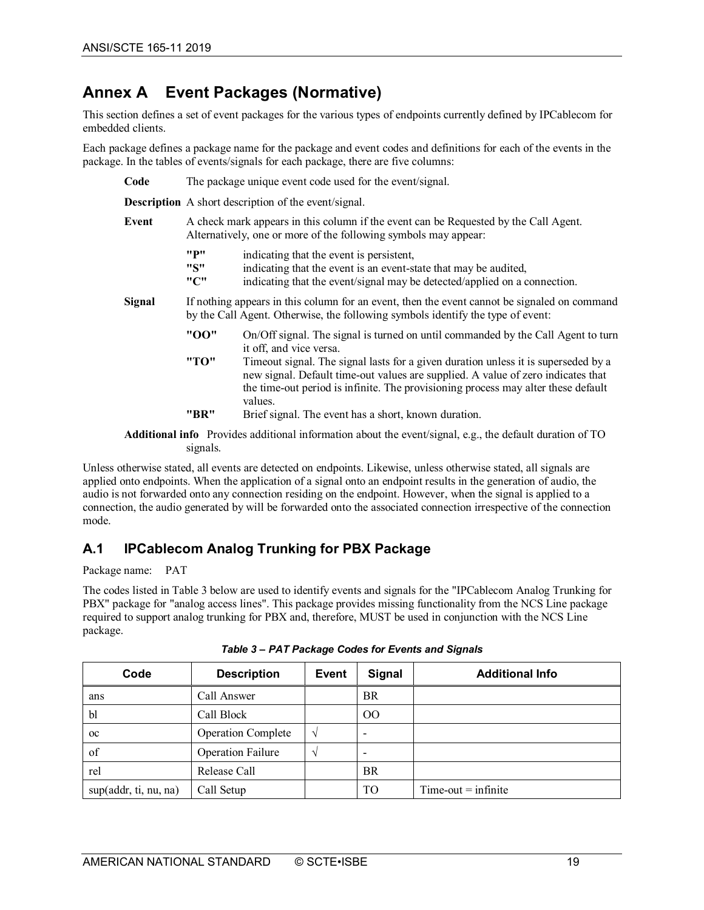# Annex A Event Packages (Normative)

This section defines a set of event packages for the various types of endpoints currently defined by IPCablecom for embedded clients.

Each package defines a package name for the package and event codes and definitions for each of the events in the package. In the tables of events/signals for each package, there are five columns:

**Code** The package unique event code used for the event/signal.

**Description** A short description of the event/signal.

**Event** A check mark appears in this column if the event can be Requested by the Call Agent. Alternatively, one or more of the following symbols may appear:

- **"P"** indicating that the event is persistent,
- **"S"** indicating that the event is an event-state that may be audited,
- **"C"** indicating that the event/signal may be detected/applied on a connection.

**Signal** If nothing appears in this column for an event, then the event cannot be signaled on command by the Call Agent. Otherwise, the following symbols identify the type of event:

- **"OO"** On/Off signal. The signal is turned on until commanded by the Call Agent to turn it off, and vice versa.
- **"TO"** Timeout signal. The signal lasts for a given duration unless it is superseded by a new signal. Default time-out values are supplied. A value of zero indicates that the time-out period is infinite. The provisioning process may alter these default values.
- **"BR"** Brief signal. The event has a short, known duration.

**Additional info** Provides additional information about the event/signal, e.g., the default duration of TO signals.

Unless otherwise stated, all events are detected on endpoints. Likewise, unless otherwise stated, all signals are applied onto endpoints. When the application of a signal onto an endpoint results in the generation of audio, the audio is not forwarded onto any connection residing on the endpoint. However, when the signal is applied to a connection, the audio generated by will be forwarded onto the associated connection irrespective of the connection mode.

## A.1 IPCablecom Analog Trunking for PBX Package

Package name: PAT

The codes listed in Table 3 below are used to identify events and signals for the "IPCablecom Analog Trunking for PBX" package for "analog access lines". This package provides missing functionality from the NCS Line package required to support analog trunking for PBX and, therefore, MUST be used in conjunction with the NCS Line package.

*Table 3 – PAT Package Codes for Events and Signals*

| Code | Description | Event | Signal | Additional Info |
|---|---|---|---|---|
| ans | Call Answer | | BR | |
| bl | Call Block | | OO | |
| oc | Operation Complete | √ | - | |
| of | Operation Failure | √ | - | |
| rel | Release Call | | BR | |
| sup(addr, ti, nu, na) | Call Setup | | TO | Time-out = infinite |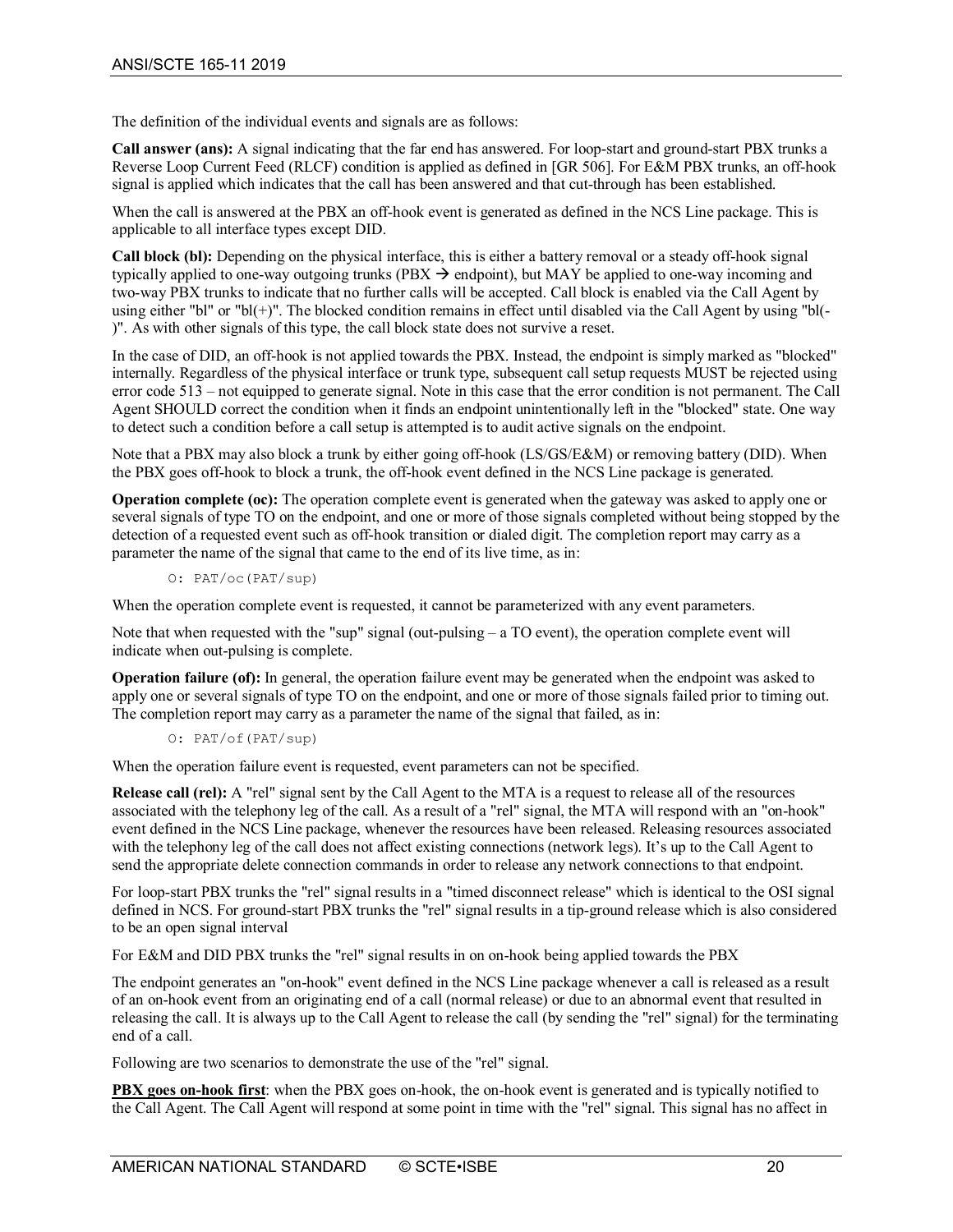The definition of the individual events and signals are as follows:

**Call answer (ans):** A signal indicating that the far end has answered. For loop-start and ground-start PBX trunks a Reverse Loop Current Feed (RLCF) condition is applied as defined in [GR 506]. For E&M PBX trunks, an off-hook signal is applied which indicates that the call has been answered and that cut-through has been established.

When the call is answered at the PBX an off-hook event is generated as defined in the NCS Line package. This is applicable to all interface types except DID.

**Call block (bl):** Depending on the physical interface, this is either a battery removal or a steady off-hook signal typically applied to one-way outgoing trunks (PBX → endpoint), but MAY be applied to one-way incoming and two-way PBX trunks to indicate that no further calls will be accepted. Call block is enabled via the Call Agent by using either "bl" or "bl(+)". The blocked condition remains in effect until disabled via the Call Agent by using "bl(-)". As with other signals of this type, the call block state does not survive a reset.

In the case of DID, an off-hook is not applied towards the PBX. Instead, the endpoint is simply marked as "blocked" internally. Regardless of the physical interface or trunk type, subsequent call setup requests MUST be rejected using error code 513 – not equipped to generate signal. Note in this case that the error condition is not permanent. The Call Agent SHOULD correct the condition when it finds an endpoint unintentionally left in the "blocked" state. One way to detect such a condition before a call setup is attempted is to audit active signals on the endpoint.

Note that a PBX may also block a trunk by either going off-hook (LS/GS/E&M) or removing battery (DID). When the PBX goes off-hook to block a trunk, the off-hook event defined in the NCS Line package is generated.

**Operation complete (oc):** The operation complete event is generated when the gateway was asked to apply one or several signals of type TO on the endpoint, and one or more of those signals completed without being stopped by the detection of a requested event such as off-hook transition or dialed digit. The completion report may carry as a parameter the name of the signal that came to the end of its live time, as in:

```
O: PAT/oc(PAT/sup)
```

When the operation complete event is requested, it cannot be parameterized with any event parameters.

Note that when requested with the "sup" signal (out-pulsing – a TO event), the operation complete event will indicate when out-pulsing is complete.

**Operation failure (of):** In general, the operation failure event may be generated when the endpoint was asked to apply one or several signals of type TO on the endpoint, and one or more of those signals failed prior to timing out. The completion report may carry as a parameter the name of the signal that failed, as in:

```
O: PAT/of(PAT/sup)
```

When the operation failure event is requested, event parameters can not be specified.

**Release call (rel):** A "rel" signal sent by the Call Agent to the MTA is a request to release all of the resources associated with the telephony leg of the call. As a result of a "rel" signal, the MTA will respond with an "on-hook" event defined in the NCS Line package, whenever the resources have been released. Releasing resources associated with the telephony leg of the call does not affect existing connections (network legs). It's up to the Call Agent to send the appropriate delete connection commands in order to release any network connections to that endpoint.

For loop-start PBX trunks the "rel" signal results in a "timed disconnect release" which is identical to the OSI signal defined in NCS. For ground-start PBX trunks the "rel" signal results in a tip-ground release which is also considered to be an open signal interval

For E&M and DID PBX trunks the "rel" signal results in on on-hook being applied towards the PBX

The endpoint generates an "on-hook" event defined in the NCS Line package whenever a call is released as a result of an on-hook event from an originating end of a call (normal release) or due to an abnormal event that resulted in releasing the call. It is always up to the Call Agent to release the call (by sending the "rel" signal) for the terminating end of a call.

Following are two scenarios to demonstrate the use of the "rel" signal.

**PBX goes on-hook first**: when the PBX goes on-hook, the on-hook event is generated and is typically notified to the Call Agent. The Call Agent will respond at some point in time with the "rel" signal. This signal has no affect in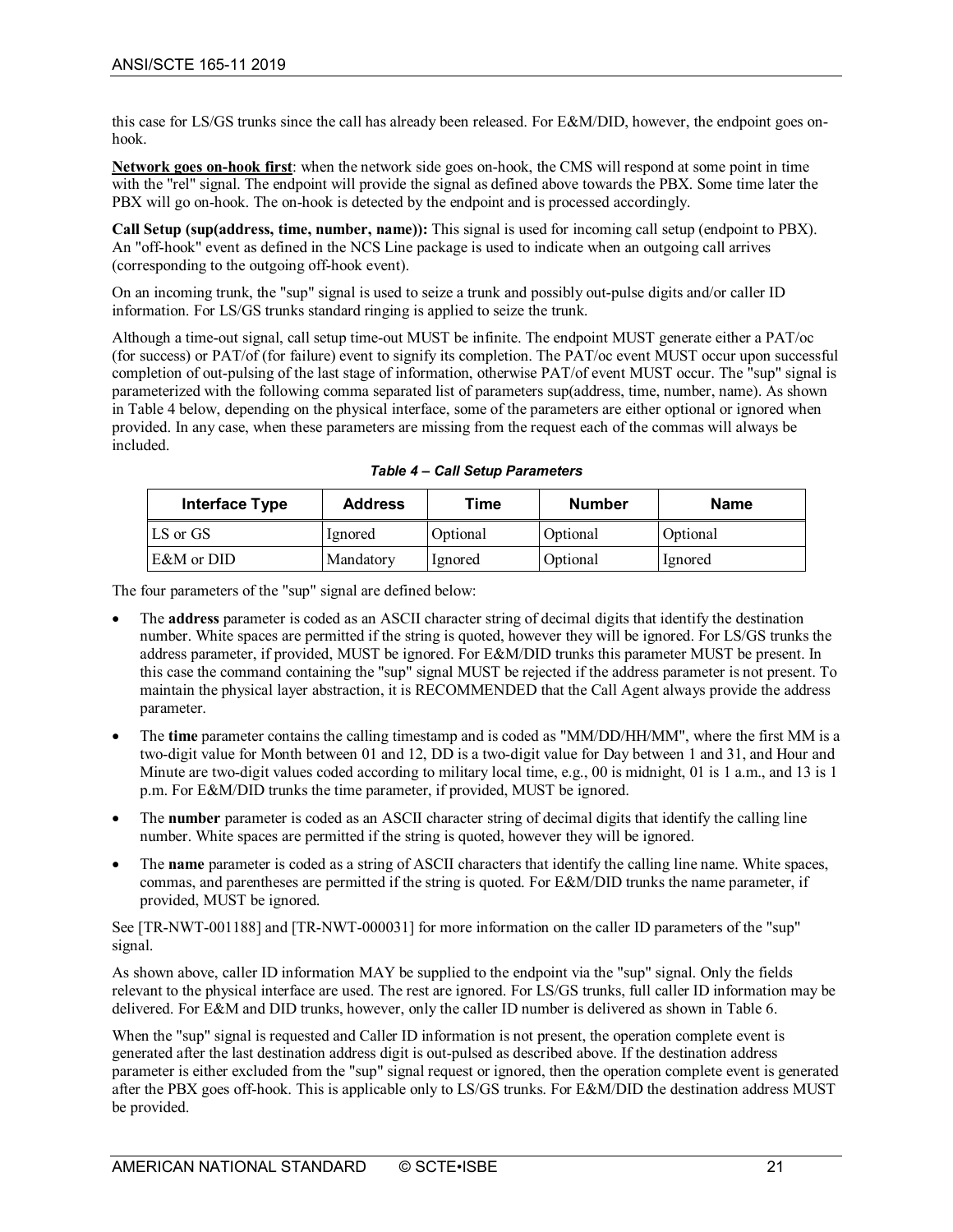this case for LS/GS trunks since the call has already been released. For E&M/DID, however, the endpoint goes on-hook.

**Network goes on-hook first**: when the network side goes on-hook, the CMS will respond at some point in time with the "rel" signal. The endpoint will provide the signal as defined above towards the PBX. Some time later the PBX will go on-hook. The on-hook is detected by the endpoint and is processed accordingly.

**Call Setup (sup(address, time, number, name)):** This signal is used for incoming call setup (endpoint to PBX). An "off-hook" event as defined in the NCS Line package is used to indicate when an outgoing call arrives (corresponding to the outgoing off-hook event).

On an incoming trunk, the "sup" signal is used to seize a trunk and possibly out-pulse digits and/or caller ID information. For LS/GS trunks standard ringing is applied to seize the trunk.

Although a time-out signal, call setup time-out MUST be infinite. The endpoint MUST generate either a PAT/oc (for success) or PAT/of (for failure) event to signify its completion. The PAT/oc event MUST occur upon successful completion of out-pulsing of the last stage of information, otherwise PAT/of event MUST occur. The "sup" signal is parameterized with the following comma separated list of parameters sup(address, time, number, name). As shown in Table 4 below, depending on the physical interface, some of the parameters are either optional or ignored when provided. In any case, when these parameters are missing from the request each of the commas will always be included.

***Table 4 – Call Setup Parameters***

| Interface Type | Address | Time | Number | Name |
|---|---|---|---|---|
| LS or GS | Ignored | Optional | Optional | Optional |
| E&M or DID | Mandatory | Ignored | Optional | Ignored |

The four parameters of the "sup" signal are defined below:

- The **address** parameter is coded as an ASCII character string of decimal digits that identify the destination number. White spaces are permitted if the string is quoted, however they will be ignored. For LS/GS trunks the address parameter, if provided, MUST be ignored. For E&M/DID trunks this parameter MUST be present. In this case the command containing the "sup" signal MUST be rejected if the address parameter is not present. To maintain the physical layer abstraction, it is RECOMMENDED that the Call Agent always provide the address parameter.
- The **time** parameter contains the calling timestamp and is coded as "MM/DD/HH/MM", where the first MM is a two-digit value for Month between 01 and 12, DD is a two-digit value for Day between 1 and 31, and Hour and Minute are two-digit values coded according to military local time, e.g., 00 is midnight, 01 is 1 a.m., and 13 is 1 p.m. For E&M/DID trunks the time parameter, if provided, MUST be ignored.
- The **number** parameter is coded as an ASCII character string of decimal digits that identify the calling line number. White spaces are permitted if the string is quoted, however they will be ignored.
- The **name** parameter is coded as a string of ASCII characters that identify the calling line name. White spaces, commas, and parentheses are permitted if the string is quoted. For E&M/DID trunks the name parameter, if provided, MUST be ignored.

See [TR-NWT-001188] and [TR-NWT-000031] for more information on the caller ID parameters of the "sup" signal.

As shown above, caller ID information MAY be supplied to the endpoint via the "sup" signal. Only the fields relevant to the physical interface are used. The rest are ignored. For LS/GS trunks, full caller ID information may be delivered. For E&M and DID trunks, however, only the caller ID number is delivered as shown in Table 6.

When the "sup" signal is requested and Caller ID information is not present, the operation complete event is generated after the last destination address digit is out-pulsed as described above. If the destination address parameter is either excluded from the "sup" signal request or ignored, then the operation complete event is generated after the PBX goes off-hook. This is applicable only to LS/GS trunks. For E&M/DID the destination address MUST be provided.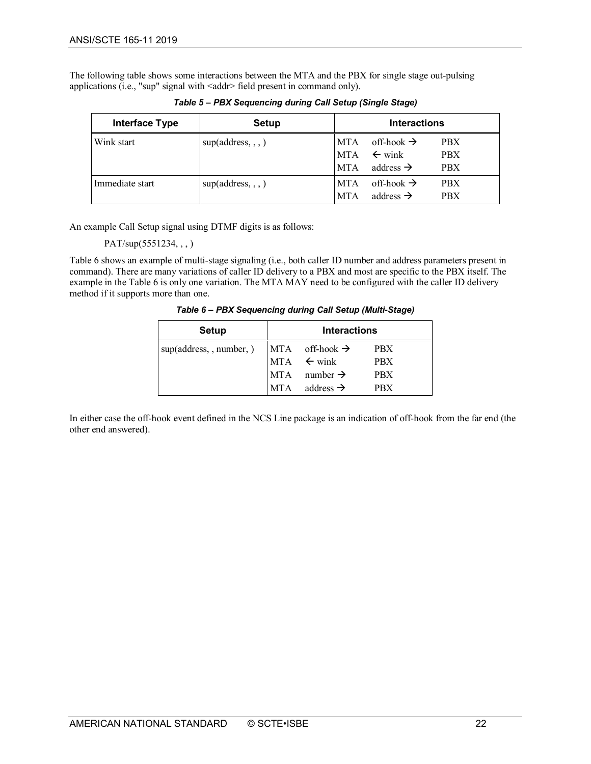The following table shows some interactions between the MTA and the PBX for single stage out-pulsing applications (i.e., "sup" signal with <addr> field present in command only).

***Table 5 – PBX Sequencing during Call Setup (Single Stage)***

| Interface Type | Setup | Interactions |
|---|---|---|
| Wink start | sup(address, , , ) | MTA off-hook → PBX<br>MTA ← wink PBX<br>MTA address → PBX |
| Immediate start | sup(address, , , ) | MTA off-hook → PBX<br>MTA address → PBX |

An example Call Setup signal using DTMF digits is as follows:

PAT/sup(5551234, , , )

Table 6 shows an example of multi-stage signaling (i.e., both caller ID number and address parameters present in command). There are many variations of caller ID delivery to a PBX and most are specific to the PBX itself. The example in the Table 6 is only one variation. The MTA MAY need to be configured with the caller ID delivery method if it supports more than one.

***Table 6 – PBX Sequencing during Call Setup (Multi-Stage)***

| Setup | Interactions |
|---|---|
| sup(address, , number, ) | MTA off-hook → PBX<br>MTA ← wink PBX<br>MTA number → PBX<br>MTA address → PBX |

In either case the off-hook event defined in the NCS Line package is an indication of off-hook from the far end (the other end answered).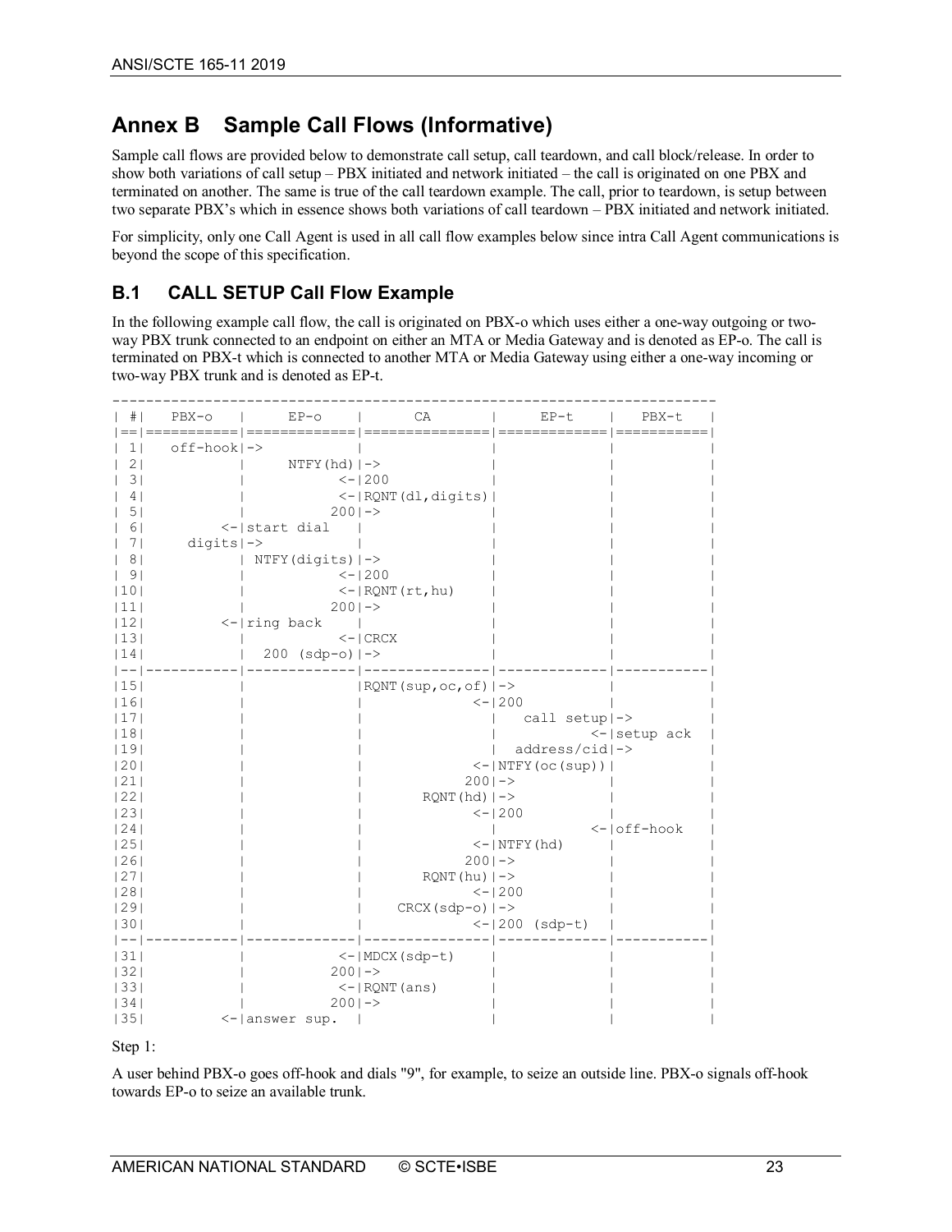# Annex B Sample Call Flows (Informative)

Sample call flows are provided below to demonstrate call setup, call teardown, and call block/release. In order to show both variations of call setup – PBX initiated and network initiated – the call is originated on one PBX and terminated on another. The same is true of the call teardown example. The call, prior to teardown, is setup between two separate PBX's which in essence shows both variations of call teardown – PBX initiated and network initiated.

For simplicity, only one Call Agent is used in all call flow examples below since intra Call Agent communications is beyond the scope of this specification.

## B.1 CALL SETUP Call Flow Example

In the following example call flow, the call is originated on PBX-o which uses either a one-way outgoing or two-way PBX trunk connected to an endpoint on either an MTA or Media Gateway and is denoted as EP-o. The call is terminated on PBX-t which is connected to another MTA or Media Gateway using either a one-way incoming or two-way PBX trunk and is denoted as EP-t.

```
--------------------------------------------------------------------------
| #|   PBX-o   |     EP-o    |      CA       |     EP-t    |   PBX-t   |
|==|===========|=============|===============|=============|===========|
| 1|   off-hook|->           |               |             |           |
| 2|           |     NTFY(hd)|->             |             |           |
| 3|           |           <-|200            |             |           |
| 4|           |           <-|RQNT(dl,digits)|             |           |
| 5|           |          200|->             |             |           |
| 6|         <-|start dial   |               |             |           |
| 7|     digits|->           |               |             |           |
| 8|           | NTFY(digits)|->             |             |           |
| 9|           |           <-|200            |             |           |
|10|           |           <-|RQNT(rt,hu)    |             |           |
|11|           |          200|->             |             |           |
|12|         <-|ring back    |               |             |           |
|13|           |           <-|CRCX           |             |           |
|14|           |  200 (sdp-o)|->             |             |           |
|--|-----------|-------------|---------------|-------------|-----------|
|15|           |             |RQNT(sup,oc,of)|->           |           |
|16|           |             |             <-|200          |           |
|17|           |             |               |   call setup|->         |
|18|           |             |               |           <-|setup ack  |
|19|           |             |               |  address/cid|->         |
|20|           |             |             <-|NTFY(oc(sup))|           |
|21|           |             |            200|->           |           |
|22|           |             |       RQNT(hd)|->           |           |
|23|           |             |             <-|200          |           |
|24|           |             |               |           <-|off-hook   |
|25|           |             |             <-|NTFY(hd)     |           |
|26|           |             |            200|->           |           |
|27|           |             |       RQNT(hu)|->           |           |
|28|           |             |             <-|200          |           |
|29|           |             |  CRCX(sdp-o)  |->           |           |
|30|           |             |             <-|200 (sdp-t)  |           |
|--|-----------|-------------|---------------|-------------|-----------|
|31|           |           <-|MDCX(sdp-t)    |             |           |
|32|           |          200|->             |             |           |
|33|           |           <-|RQNT(ans)      |             |           |
|34|           |          200|->             |             |           |
|35|         <-|answer sup.  |               |             |           |
```

Step 1:

A user behind PBX-o goes off-hook and dials "9", for example, to seize an outside line. PBX-o signals off-hook towards EP-o to seize an available trunk.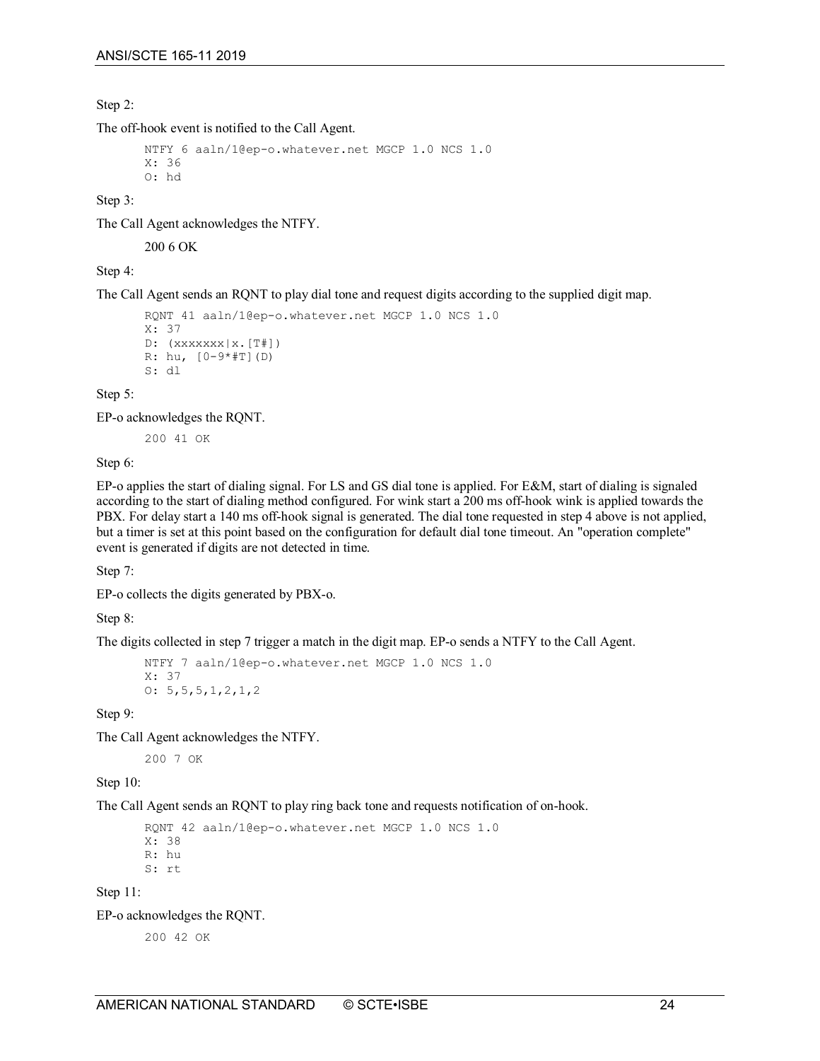Step 2:

The off-hook event is notified to the Call Agent.

```
NTFY 6 aaln/1@ep-o.whatever.net MGCP 1.0 NCS 1.0
X: 36
O: hd
```

Step 3:

The Call Agent acknowledges the NTFY.

```
200 6 OK
```

Step 4:

The Call Agent sends an RQNT to play dial tone and request digits according to the supplied digit map.

```
RQNT 41 aaln/1@ep-o.whatever.net MGCP 1.0 NCS 1.0
X: 37
D: (xxxxxxx|x.[T#])
R: hu, [0-9*#T](D)
S: dl
```

Step 5:

EP-o acknowledges the RQNT.

```
200 41 OK
```

Step 6:

EP-o applies the start of dialing signal. For LS and GS dial tone is applied. For E&M, start of dialing is signaled according to the start of dialing method configured. For wink start a 200 ms off-hook wink is applied towards the PBX. For delay start a 140 ms off-hook signal is generated. The dial tone requested in step 4 above is not applied, but a timer is set at this point based on the configuration for default dial tone timeout. An "operation complete" event is generated if digits are not detected in time.

Step 7:

EP-o collects the digits generated by PBX-o.

Step 8:

The digits collected in step 7 trigger a match in the digit map. EP-o sends a NTFY to the Call Agent.

```
NTFY 7 aaln/1@ep-o.whatever.net MGCP 1.0 NCS 1.0
X: 37
O: 5,5,5,1,2,1,2
```

Step 9:

The Call Agent acknowledges the NTFY.

```
200 7 OK
```

Step 10:

The Call Agent sends an RQNT to play ring back tone and requests notification of on-hook.

```
RQNT 42 aaln/1@ep-o.whatever.net MGCP 1.0 NCS 1.0
X: 38
R: hu
S: rt
```

Step 11:

EP-o acknowledges the RQNT.

```
200 42 OK
```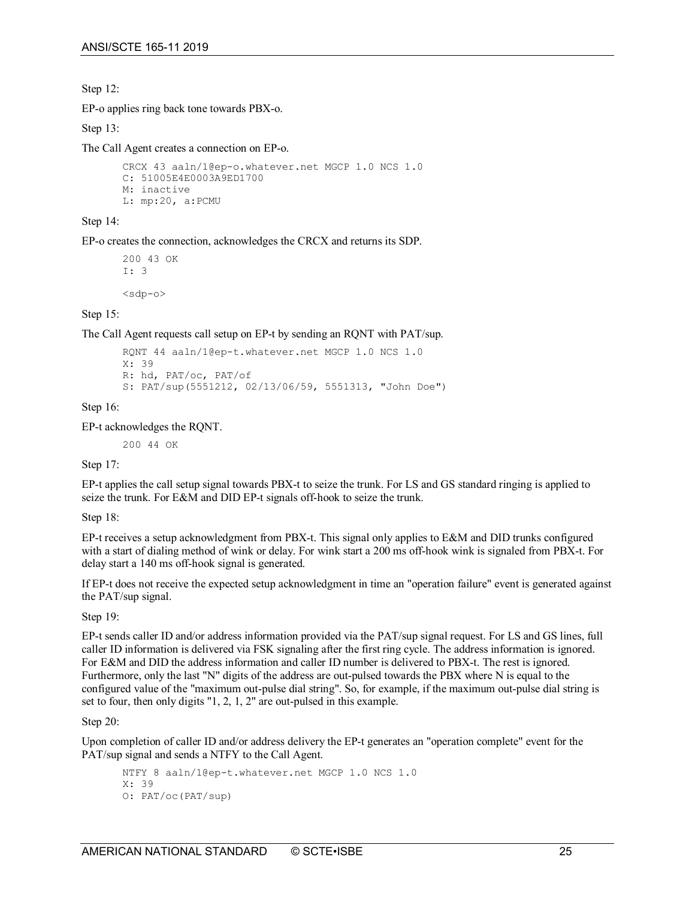Step 12:

EP-o applies ring back tone towards PBX-o.

Step 13:

The Call Agent creates a connection on EP-o.

```
CRCX 43 aaln/1@ep-o.whatever.net MGCP 1.0 NCS 1.0
C: 51005E4E0003A9ED1700
M: inactive
L: mp:20, a:PCMU
```

Step 14:

EP-o creates the connection, acknowledges the CRCX and returns its SDP.

```
200 43 OK
I: 3

<sdp-o>
```

Step 15:

The Call Agent requests call setup on EP-t by sending an RQNT with PAT/sup.

```
RQNT 44 aaln/1@ep-t.whatever.net MGCP 1.0 NCS 1.0
X: 39
R: hd, PAT/oc, PAT/of
S: PAT/sup(5551212, 02/13/06/59, 5551313, "John Doe")
```

Step 16:

EP-t acknowledges the RQNT.

```
200 44 OK
```

Step 17:

EP-t applies the call setup signal towards PBX-t to seize the trunk. For LS and GS standard ringing is applied to seize the trunk. For E&M and DID EP-t signals off-hook to seize the trunk.

Step 18:

EP-t receives a setup acknowledgment from PBX-t. This signal only applies to E&M and DID trunks configured with a start of dialing method of wink or delay. For wink start a 200 ms off-hook wink is signaled from PBX-t. For delay start a 140 ms off-hook signal is generated.

If EP-t does not receive the expected setup acknowledgment in time an "operation failure" event is generated against the PAT/sup signal.

Step 19:

EP-t sends caller ID and/or address information provided via the PAT/sup signal request. For LS and GS lines, full caller ID information is delivered via FSK signaling after the first ring cycle. The address information is ignored. For E&M and DID the address information and caller ID number is delivered to PBX-t. The rest is ignored. Furthermore, only the last "N" digits of the address are out-pulsed towards the PBX where N is equal to the configured value of the "maximum out-pulse dial string". So, for example, if the maximum out-pulse dial string is set to four, then only digits "1, 2, 1, 2" are out-pulsed in this example.

Step 20:

Upon completion of caller ID and/or address delivery the EP-t generates an "operation complete" event for the PAT/sup signal and sends a NTFY to the Call Agent.

```
NTFY 8 aaln/1@ep-t.whatever.net MGCP 1.0 NCS 1.0
X: 39
O: PAT/oc(PAT/sup)
```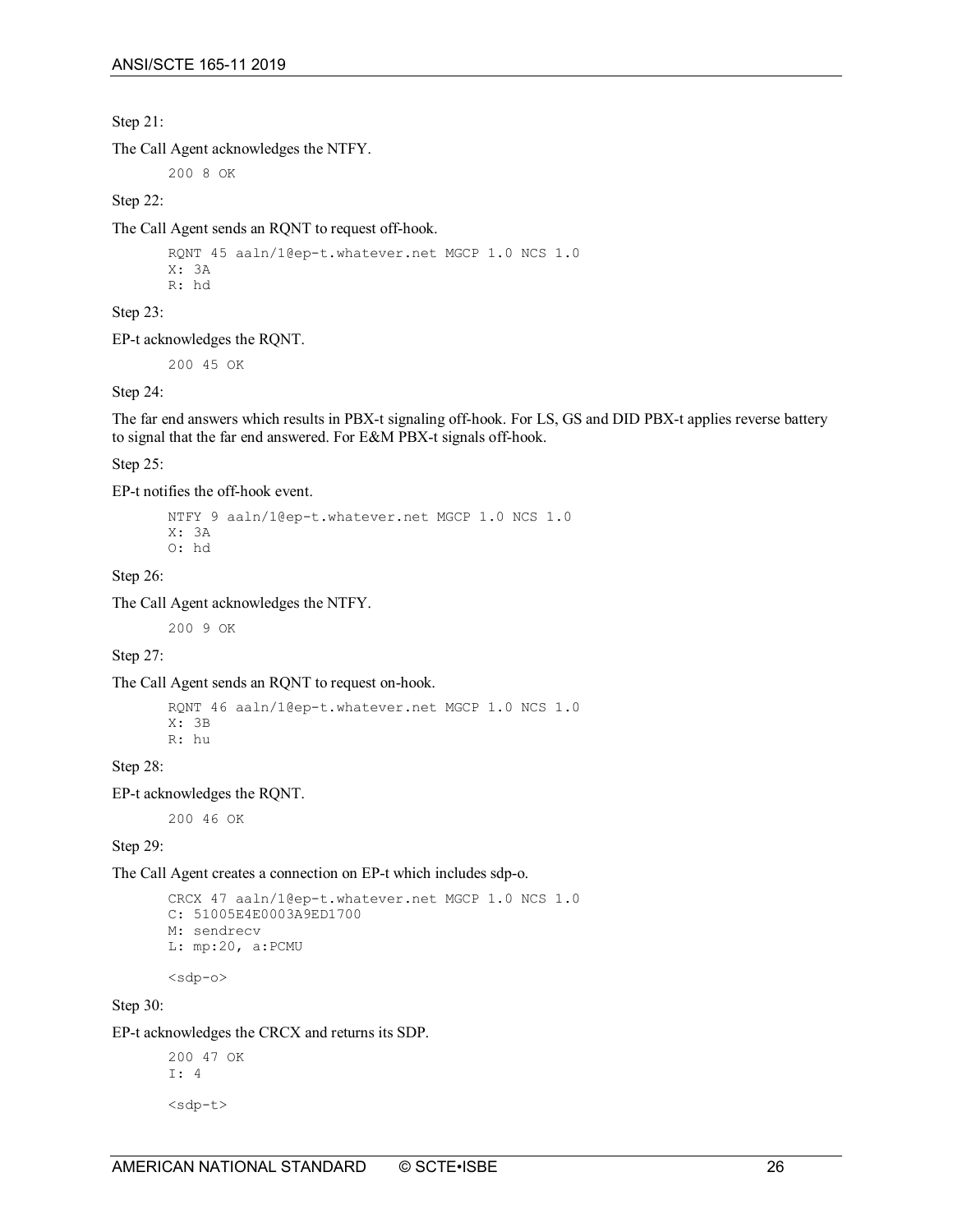Step 21:

The Call Agent acknowledges the NTFY.

```
200 8 OK
```

Step 22:

The Call Agent sends an RQNT to request off-hook.

```
RQNT 45 aaln/1@ep-t.whatever.net MGCP 1.0 NCS 1.0
X: 3A
R: hd
```

Step 23:

EP-t acknowledges the RQNT.

```
200 45 OK
```

Step 24:

The far end answers which results in PBX-t signaling off-hook. For LS, GS and DID PBX-t applies reverse battery to signal that the far end answered. For E&M PBX-t signals off-hook.

Step 25:

EP-t notifies the off-hook event.

```
NTFY 9 aaln/1@ep-t.whatever.net MGCP 1.0 NCS 1.0
X: 3A
O: hd
```

Step 26:

The Call Agent acknowledges the NTFY.

```
200 9 OK
```

Step 27:

The Call Agent sends an RQNT to request on-hook.

```
RQNT 46 aaln/1@ep-t.whatever.net MGCP 1.0 NCS 1.0
X: 3B
R: hu
```

Step 28:

EP-t acknowledges the RQNT.

```
200 46 OK
```

Step 29:

The Call Agent creates a connection on EP-t which includes sdp-o.

```
CRCX 47 aaln/1@ep-t.whatever.net MGCP 1.0 NCS 1.0
C: 51005E4E0003A9ED1700
M: sendrecv
L: mp:20, a:PCMU

<sdp-o>
```

Step 30:

EP-t acknowledges the CRCX and returns its SDP.

```
200 47 OK
I: 4

<sdp-t>
```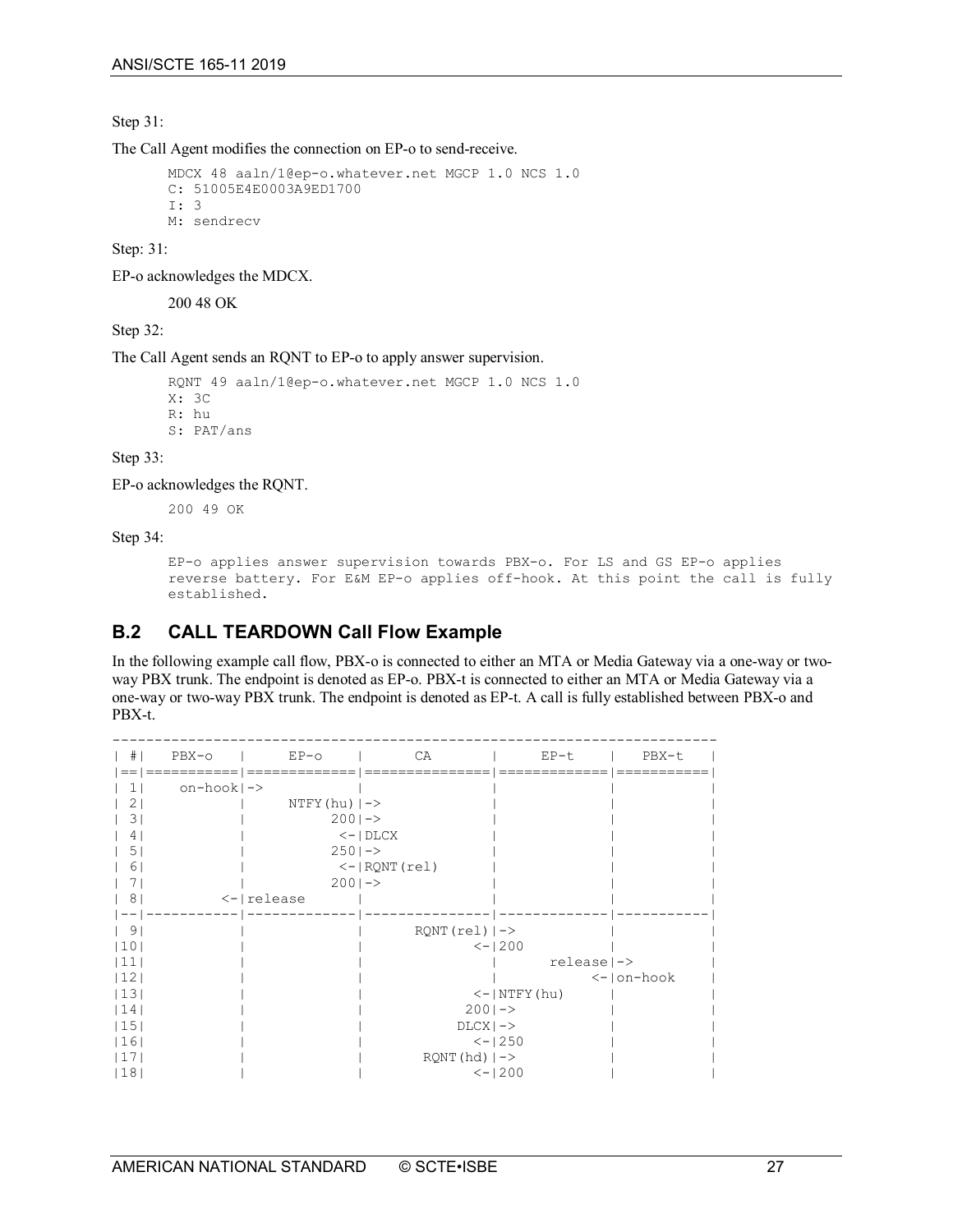Step 31:

The Call Agent modifies the connection on EP-o to send-receive.

```
MDCX 48 aaln/1@ep-o.whatever.net MGCP 1.0 NCS 1.0
C: 51005E4E0003A9ED1700
I: 3
M: sendrecv
```

Step: 31:

EP-o acknowledges the MDCX.

```
200 48 OK
```

Step 32:

The Call Agent sends an RQNT to EP-o to apply answer supervision.

```
RQNT 49 aaln/1@ep-o.whatever.net MGCP 1.0 NCS 1.0
X: 3C
R: hu
S: PAT/ans
```

Step 33:

EP-o acknowledges the RQNT.

```
200 49 OK
```

Step 34:

```
EP-o applies answer supervision towards PBX-o. For LS and GS EP-o applies
reverse battery. For E&M EP-o applies off-hook. At this point the call is fully
established.
```

## B.2 CALL TEARDOWN Call Flow Example

In the following example call flow, PBX-o is connected to either an MTA or Media Gateway via a one-way or two-way PBX trunk. The endpoint is denoted as EP-o. PBX-t is connected to either an MTA or Media Gateway via a one-way or two-way PBX trunk. The endpoint is denoted as EP-t. A call is fully established between PBX-o and PBX-t.

```
-----------------------------------------------------------------------
| #|   PBX-o   |     EP-o    |      CA       |     EP-t    |   PBX-t   |
|==|===========|=============|===============|=============|===========|
| 1|   on-hook|->            |               |             |           |
| 2|           |     NTFY(hu)|->             |             |           |
| 3|           |          200|->             |             |           |
| 4|           |           <-|DLCX           |             |           |
| 5|           |          250|->             |             |           |
| 6|           |           <-|RQNT(rel)      |             |           |
| 7|           |          200|->             |             |           |
| 8|         <-|release      |               |             |           |
|--|-----------|-------------|---------------|-------------|-----------|
| 9|           |             |      RQNT(rel)|->           |           |
|10|           |             |             <-|200          |           |
|11|           |             |               |      release|->         |
|12|           |             |               |           <-|on-hook    |
|13|           |             |             <-|NTFY(hu)     |           |
|14|           |             |            200|->           |           |
|15|           |             |           DLCX|->           |           |
|16|           |             |             <-|250          |           |
|17|           |             |       RQNT(hd)|->           |           |
|18|           |             |             <-|200          |           |
```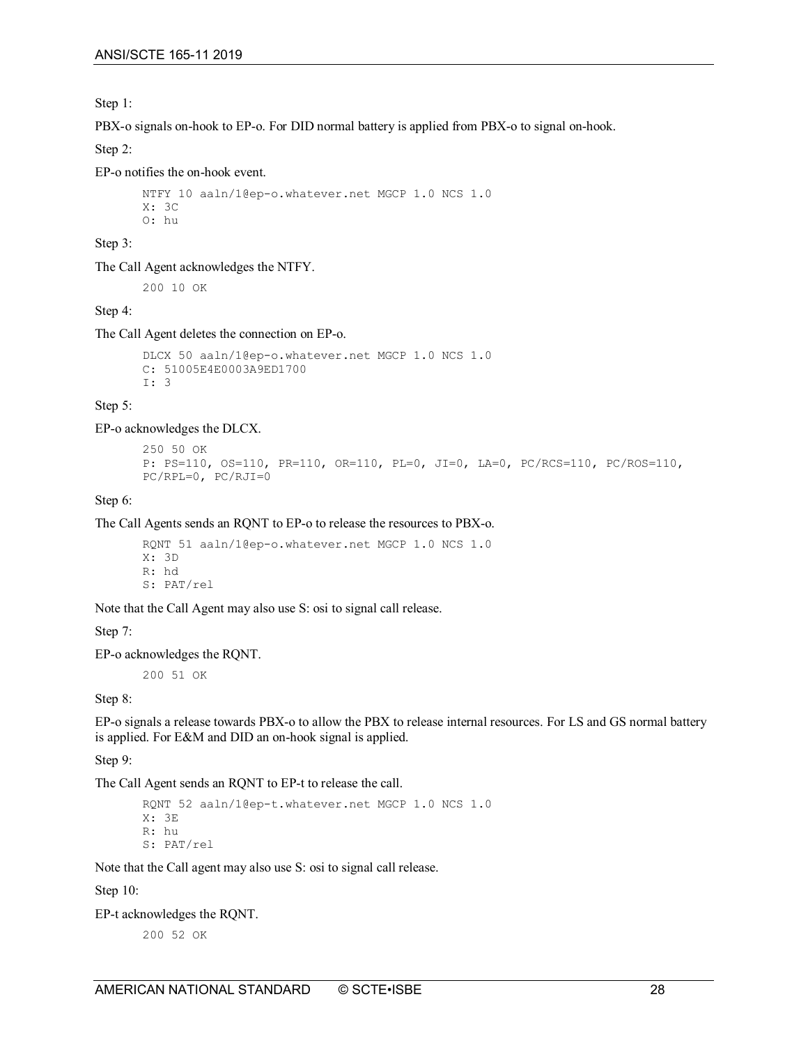Step 1:

PBX-o signals on-hook to EP-o. For DID normal battery is applied from PBX-o to signal on-hook.

Step 2:

EP-o notifies the on-hook event.

```
NTFY 10 aaln/1@ep-o.whatever.net MGCP 1.0 NCS 1.0
X: 3C
O: hu
```

Step 3:

The Call Agent acknowledges the NTFY.

```
200 10 OK
```

Step 4:

The Call Agent deletes the connection on EP-o.

```
DLCX 50 aaln/1@ep-o.whatever.net MGCP 1.0 NCS 1.0
C: 51005E4E0003A9ED1700
I: 3
```

Step 5:

EP-o acknowledges the DLCX.

```
250 50 OK
P: PS=110, OS=110, PR=110, OR=110, PL=0, JI=0, LA=0, PC/RCS=110, PC/ROS=110,
PC/RPL=0, PC/RJI=0
```

Step 6:

The Call Agents sends an RQNT to EP-o to release the resources to PBX-o.

```
RQNT 51 aaln/1@ep-o.whatever.net MGCP 1.0 NCS 1.0
X: 3D
R: hd
S: PAT/rel
```

Note that the Call Agent may also use S: osi to signal call release.

Step 7:

EP-o acknowledges the RQNT.

```
200 51 OK
```

Step 8:

EP-o signals a release towards PBX-o to allow the PBX to release internal resources. For LS and GS normal battery is applied. For E&M and DID an on-hook signal is applied.

Step 9:

The Call Agent sends an RQNT to EP-t to release the call.

```
RQNT 52 aaln/1@ep-t.whatever.net MGCP 1.0 NCS 1.0
X: 3E
R: hu
S: PAT/rel
```

Note that the Call agent may also use S: osi to signal call release.

Step 10:

EP-t acknowledges the RQNT.

```
200 52 OK
```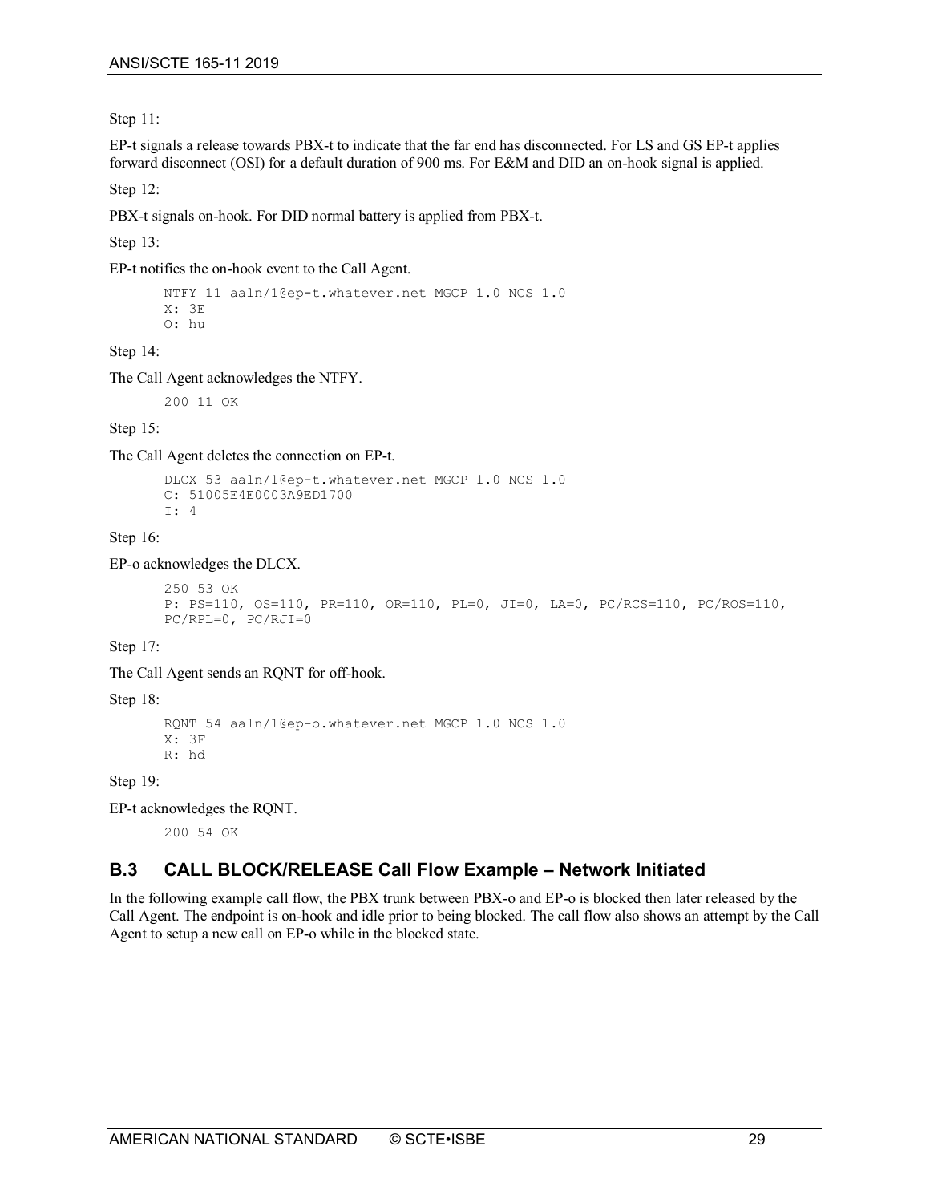Step 11:

EP-t signals a release towards PBX-t to indicate that the far end has disconnected. For LS and GS EP-t applies forward disconnect (OSI) for a default duration of 900 ms. For E&M and DID an on-hook signal is applied.

Step 12:

PBX-t signals on-hook. For DID normal battery is applied from PBX-t.

Step 13:

EP-t notifies the on-hook event to the Call Agent.

```
NTFY 11 aaln/1@ep-t.whatever.net MGCP 1.0 NCS 1.0
X: 3E
O: hu
```

Step 14:

The Call Agent acknowledges the NTFY.

```
200 11 OK
```

Step 15:

The Call Agent deletes the connection on EP-t.

```
DLCX 53 aaln/1@ep-t.whatever.net MGCP 1.0 NCS 1.0
C: 51005E4E0003A9ED1700
I: 4
```

Step 16:

EP-o acknowledges the DLCX.

```
250 53 OK
P: PS=110, OS=110, PR=110, OR=110, PL=0, JI=0, LA=0, PC/RCS=110, PC/ROS=110,
PC/RPL=0, PC/RJI=0
```

Step 17:

The Call Agent sends an RQNT for off-hook.

Step 18:

```
RQNT 54 aaln/1@ep-o.whatever.net MGCP 1.0 NCS 1.0
X: 3F
R: hd
```

Step 19:

EP-t acknowledges the RQNT.

```
200 54 OK
```

## B.3 CALL BLOCK/RELEASE Call Flow Example – Network Initiated

In the following example call flow, the PBX trunk between PBX-o and EP-o is blocked then later released by the Call Agent. The endpoint is on-hook and idle prior to being blocked. The call flow also shows an attempt by the Call Agent to setup a new call on EP-o while in the blocked state.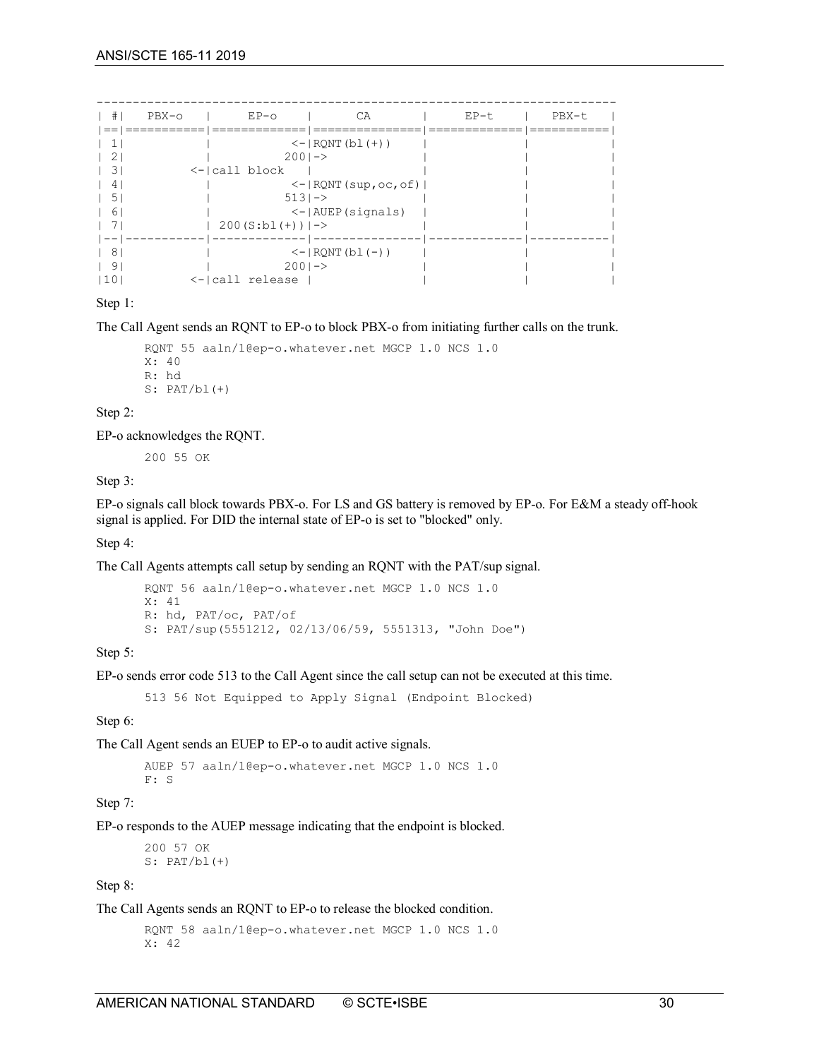```
----------------------------------------------------------------------
| #|   PBX-o   |     EP-o    |      CA       |     EP-t    |   PBX-t   |
|==|===========|=============|===============|=============|===========|
| 1|           |           <-|RQNT(bl(+))    |             |           |
| 2|           |          200|->             |             |           |
| 3|         <-|call block   |               |             |           |
| 4|           |           <-|RQNT(sup,oc,of)|             |           |
| 5|           |          513|->             |             |           |
| 6|           |           <-|AUEP(signals)  |             |           |
| 7|           | 200(S:bl(+))|->             |             |           |
|--|-----------|-------------|---------------|-------------|-----------|
| 8|           |           <-|RQNT(bl(-))    |             |           |
| 9|           |          200|->             |             |           |
|10|         <-|call release |               |             |           |
```

Step 1:

The Call Agent sends an RQNT to EP-o to block PBX-o from initiating further calls on the trunk.

```
RQNT 55 aaln/1@ep-o.whatever.net MGCP 1.0 NCS 1.0
X: 40
R: hd
S: PAT/bl(+)
```

Step 2:

EP-o acknowledges the RQNT.

```
200 55 OK
```

Step 3:

EP-o signals call block towards PBX-o. For LS and GS battery is removed by EP-o. For E&M a steady off-hook signal is applied. For DID the internal state of EP-o is set to "blocked" only.

Step 4:

The Call Agents attempts call setup by sending an RQNT with the PAT/sup signal.

```
RQNT 56 aaln/1@ep-o.whatever.net MGCP 1.0 NCS 1.0
X: 41
R: hd, PAT/oc, PAT/of
S: PAT/sup(5551212, 02/13/06/59, 5551313, "John Doe")
```

Step 5:

EP-o sends error code 513 to the Call Agent since the call setup can not be executed at this time.

```
513 56 Not Equipped to Apply Signal (Endpoint Blocked)
```

Step 6:

The Call Agent sends an EUEP to EP-o to audit active signals.

```
AUEP 57 aaln/1@ep-o.whatever.net MGCP 1.0 NCS 1.0
F: S
```

Step 7:

EP-o responds to the AUEP message indicating that the endpoint is blocked.

```
200 57 OK
S: PAT/bl(+)
```

Step 8:

The Call Agents sends an RQNT to EP-o to release the blocked condition.

```
RQNT 58 aaln/1@ep-o.whatever.net MGCP 1.0 NCS 1.0
X: 42
```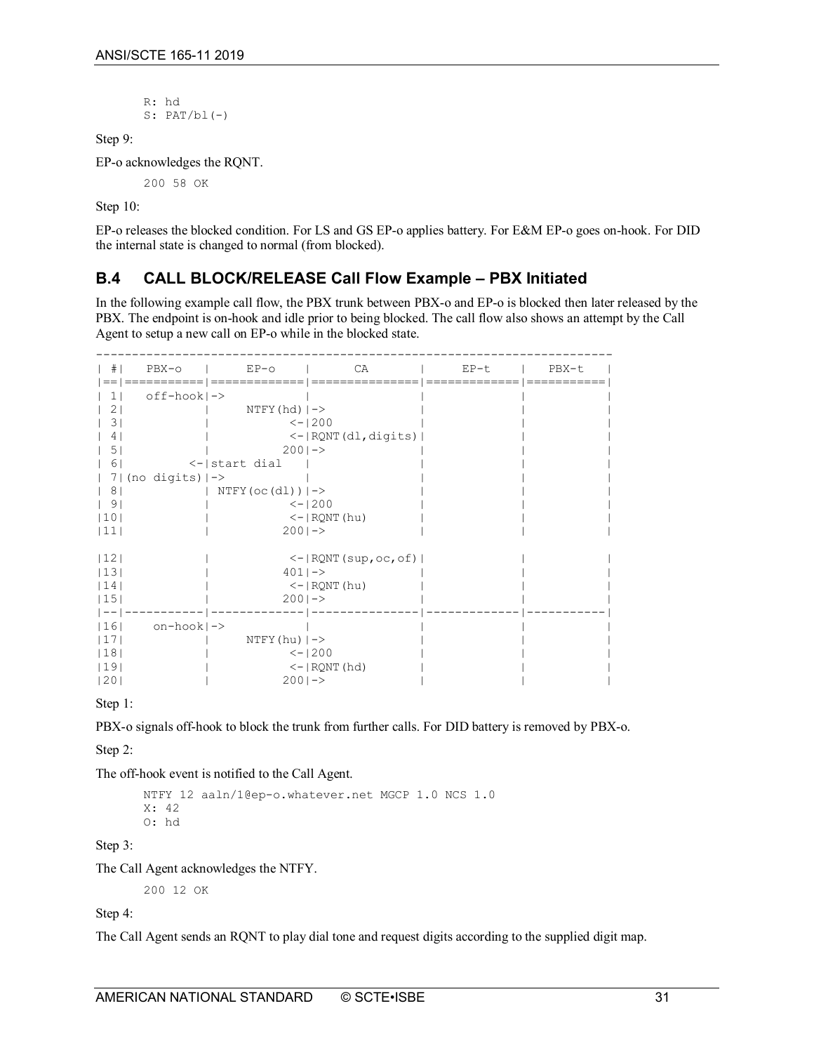```
R: hd
S: PAT/bl(-)
```

Step 9:

EP-o acknowledges the RQNT.

```
200 58 OK
```

Step 10:

EP-o releases the blocked condition. For LS and GS EP-o applies battery. For E&M EP-o goes on-hook. For DID the internal state is changed to normal (from blocked).

## B.4 CALL BLOCK/RELEASE Call Flow Example – PBX Initiated

In the following example call flow, the PBX trunk between PBX-o and EP-o is blocked then later released by the PBX. The endpoint is on-hook and idle prior to being blocked. The call flow also shows an attempt by the Call Agent to setup a new call on EP-o while in the blocked state.

```
---------------------------------------------------------------------
| #|   PBX-o   |     EP-o    |      CA       |    EP-t     |   PBX-t   |
|==|===========|=============|===============|=============|===========|
| 1|   off-hook|->           |               |             |           |
| 2|           |     NTFY(hd)|->             |             |           |
| 3|           |           <-|200            |             |           |
| 4|           |           <-|RQNT(dl,digits)|             |           |
| 5|           |          200|->             |             |           |
| 6|         <-|start dial   |               |             |           |
| 7|(no digits)|->           |               |             |           |
| 8|           | NTFY(oc(dl))|->             |             |           |
| 9|           |           <-|200            |             |           |
|10|           |           <-|RQNT(hu)       |             |           |
|11|           |          200|->             |             |           |

|12|           |           <-|RQNT(sup,oc,of)|             |           |
|13|           |          401|->             |             |           |
|14|           |           <-|RQNT(hu)       |             |           |
|15|           |          200|->             |             |           |
|--|-----------|-------------|---------------|-------------|-----------|
|16|    on-hook|->           |               |             |           |
|17|           |     NTFY(hu)|->             |             |           |
|18|           |           <-|200            |             |           |
|19|           |           <-|RQNT(hd)       |             |           |
|20|           |          200|->             |             |           |
```

Step 1:

PBX-o signals off-hook to block the trunk from further calls. For DID battery is removed by PBX-o.

Step 2:

The off-hook event is notified to the Call Agent.

```
NTFY 12 aaln/1@ep-o.whatever.net MGCP 1.0 NCS 1.0
X: 42
O: hd
```

Step 3:

The Call Agent acknowledges the NTFY.

```
200 12 OK
```

Step 4:

The Call Agent sends an RQNT to play dial tone and request digits according to the supplied digit map.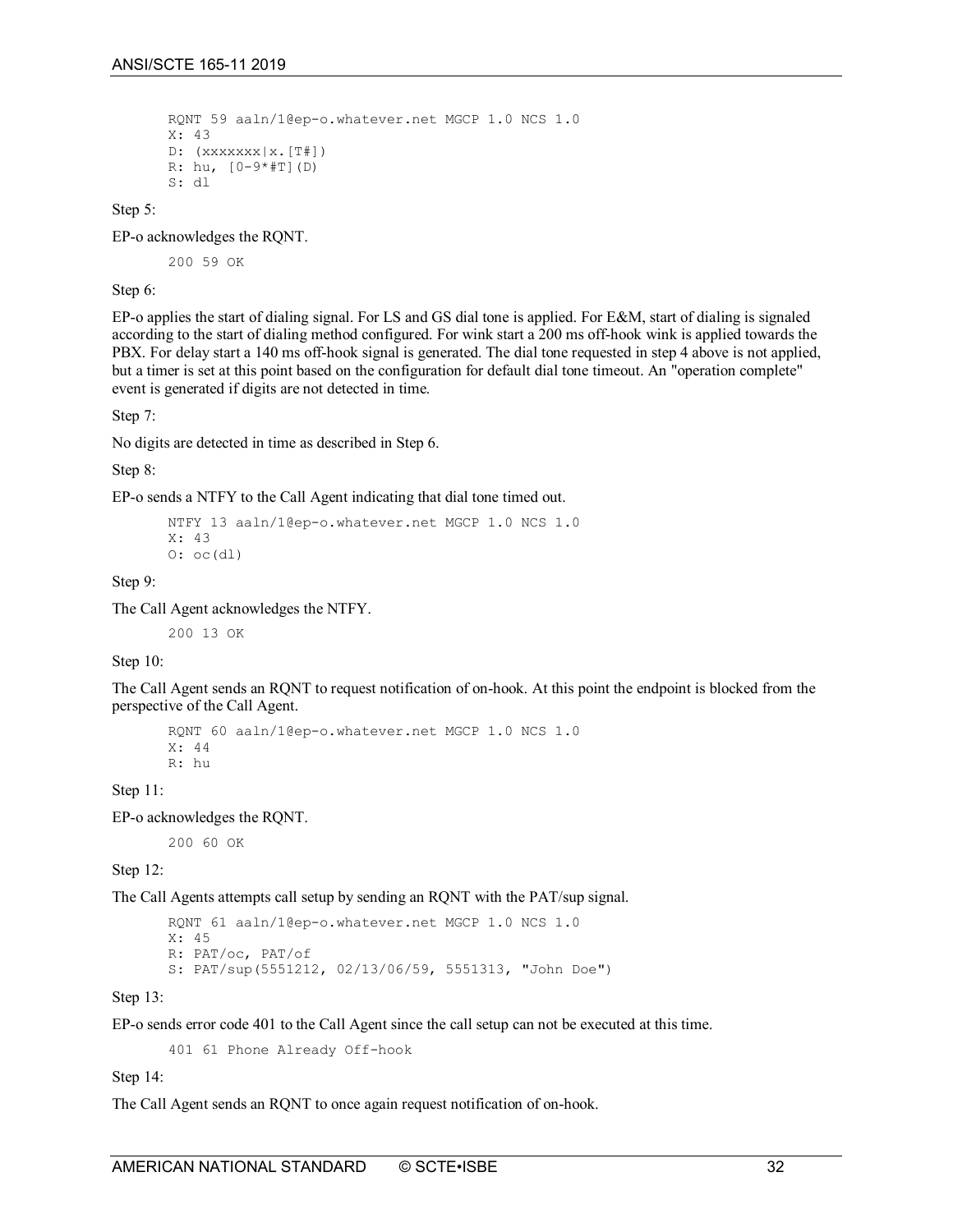```
RQNT 59 aaln/1@ep-o.whatever.net MGCP 1.0 NCS 1.0
X: 43
D: (xxxxxxx|x.[T#])
R: hu, [0-9*#T](D)
S: dl
```

Step 5:

EP-o acknowledges the RQNT.

```
200 59 OK
```

Step 6:

EP-o applies the start of dialing signal. For LS and GS dial tone is applied. For E&M, start of dialing is signaled according to the start of dialing method configured. For wink start a 200 ms off-hook wink is applied towards the PBX. For delay start a 140 ms off-hook signal is generated. The dial tone requested in step 4 above is not applied, but a timer is set at this point based on the configuration for default dial tone timeout. An "operation complete" event is generated if digits are not detected in time.

Step 7:

No digits are detected in time as described in Step 6.

Step 8:

EP-o sends a NTFY to the Call Agent indicating that dial tone timed out.

```
NTFY 13 aaln/1@ep-o.whatever.net MGCP 1.0 NCS 1.0
X: 43
O: oc(dl)
```

Step 9:

The Call Agent acknowledges the NTFY.

```
200 13 OK
```

Step 10:

The Call Agent sends an RQNT to request notification of on-hook. At this point the endpoint is blocked from the perspective of the Call Agent.

```
RQNT 60 aaln/1@ep-o.whatever.net MGCP 1.0 NCS 1.0
X: 44
R: hu
```

Step 11:

EP-o acknowledges the RQNT.

```
200 60 OK
```

Step 12:

The Call Agents attempts call setup by sending an RQNT with the PAT/sup signal.

```
RQNT 61 aaln/1@ep-o.whatever.net MGCP 1.0 NCS 1.0
X: 45
R: PAT/oc, PAT/of
S: PAT/sup(5551212, 02/13/06/59, 5551313, "John Doe")
```

Step 13:

EP-o sends error code 401 to the Call Agent since the call setup can not be executed at this time.

```
401 61 Phone Already Off-hook
```

Step 14:

The Call Agent sends an RQNT to once again request notification of on-hook.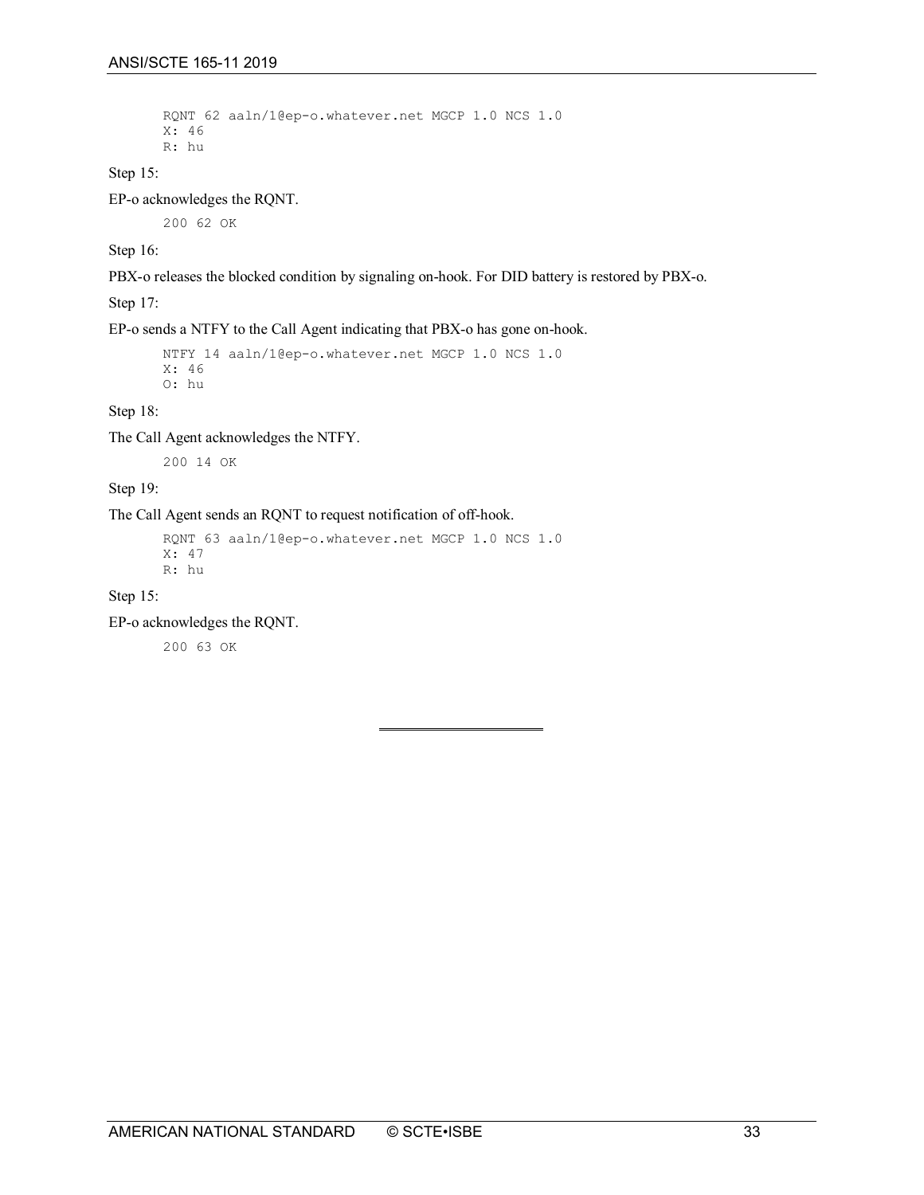```
RQNT 62 aaln/1@ep-o.whatever.net MGCP 1.0 NCS 1.0
X: 46
R: hu
```

Step 15:

EP-o acknowledges the RQNT.

```
200 62 OK
```

Step 16:

PBX-o releases the blocked condition by signaling on-hook. For DID battery is restored by PBX-o.

Step 17:

EP-o sends a NTFY to the Call Agent indicating that PBX-o has gone on-hook.

```
NTFY 14 aaln/1@ep-o.whatever.net MGCP 1.0 NCS 1.0
X: 46
O: hu
```

Step 18:

The Call Agent acknowledges the NTFY.

```
200 14 OK
```

Step 19:

The Call Agent sends an RQNT to request notification of off-hook.

```
RQNT 63 aaln/1@ep-o.whatever.net MGCP 1.0 NCS 1.0
X: 47
R: hu
```

Step 15:

EP-o acknowledges the RQNT.

```
200 63 OK
```